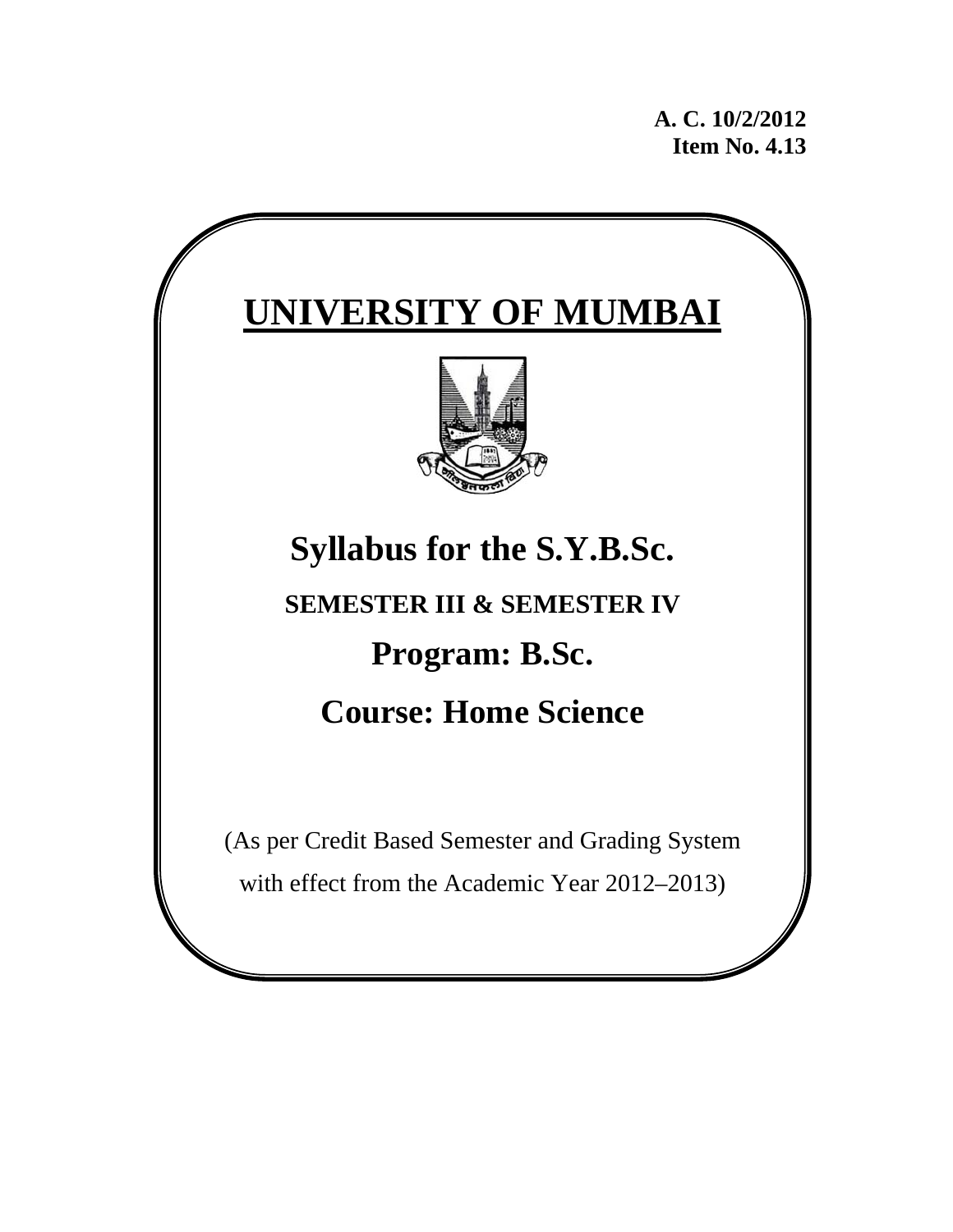**A. C. 10/2/2012**
**Item No. 4.13**

# UNIVERSITY OF MUMBAI

## Syllabus for the S.Y.B.Sc.

### SEMESTER III & SEMESTER IV

## Program: B.Sc.

## Course: Home Science

(As per Credit Based Semester and Grading System with effect from the Academic Year 2012–2013)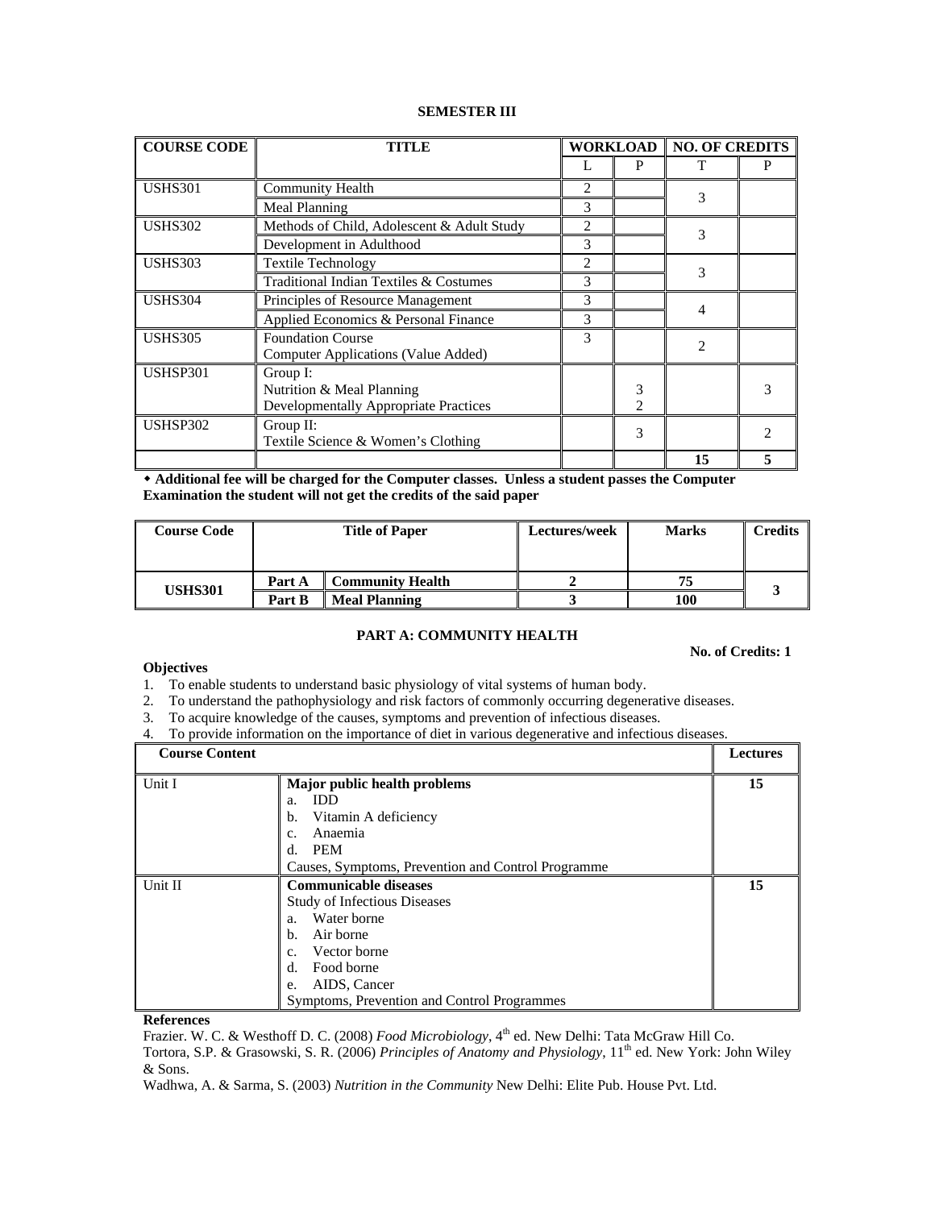**SEMESTER III**

| COURSE CODE | TITLE | WORKLOAD | | NO. OF CREDITS | |
|---|---|---|---|---|---|
| | | L | P | T | P |
| USHS301 | Community Health | 2 | | 3 | |
| | Meal Planning | 3 | | | |
| USHS302 | Methods of Child, Adolescent & Adult Study | 2 | | 3 | |
| | Development in Adulthood | 3 | | | |
| USHS303 | Textile Technology | 2 | | 3 | |
| | Traditional Indian Textiles & Costumes | 3 | | | |
| USHS304 | Principles of Resource Management | 3 | | 4 | |
| | Applied Economics & Personal Finance | 3 | | | |
| USHS305 | Foundation Course<br>Computer Applications (Value Added) | 3 | | 2 | |
| USHSP301 | Group I:<br>Nutrition & Meal Planning<br>Developmentally Appropriate Practices | | 3<br>2 | | 3 |
| USHSP302 | Group II:<br>Textile Science & Women's Clothing | | 3 | | 2 |
| | | | | 15 | 5 |

◆ **Additional fee will be charged for the Computer classes. Unless a student passes the Computer Examination the student will not get the credits of the said paper**

| Course Code | Title of Paper | | Lectures/week | Marks | Credits |
|---|---|---|---|---|---|
| **USHS301** | **Part A** | **Community Health** | **2** | **75** | **3** |
| | **Part B** | **Meal Planning** | **3** | **100** | |

## PART A: COMMUNITY HEALTH

**No. of Credits: 1**

**Objectives**

1. To enable students to understand basic physiology of vital systems of human body.
2. To understand the pathophysiology and risk factors of commonly occurring degenerative diseases.
3. To acquire knowledge of the causes, symptoms and prevention of infectious diseases.
4. To provide information on the importance of diet in various degenerative and infectious diseases.

| Course Content | | Lectures |
|---|---|---|
| Unit I | **Major public health problems**<br>a. IDD<br>b. Vitamin A deficiency<br>c. Anaemia<br>d. PEM<br>Causes, Symptoms, Prevention and Control Programme | **15** |
| Unit II | **Communicable diseases**<br>Study of Infectious Diseases<br>a. Water borne<br>b. Air borne<br>c. Vector borne<br>d. Food borne<br>e. AIDS, Cancer<br>Symptoms, Prevention and Control Programmes | **15** |

**References**

Frazier. W. C. & Westhoff D. C. (2008) *Food Microbiology*, 4th ed. New Delhi: Tata McGraw Hill Co.

Tortora, S.P. & Grasowski, S. R. (2006) *Principles of Anatomy and Physiology*, 11th ed. New York: John Wiley & Sons.

Wadhwa, A. & Sarma, S. (2003) *Nutrition in the Community* New Delhi: Elite Pub. House Pvt. Ltd.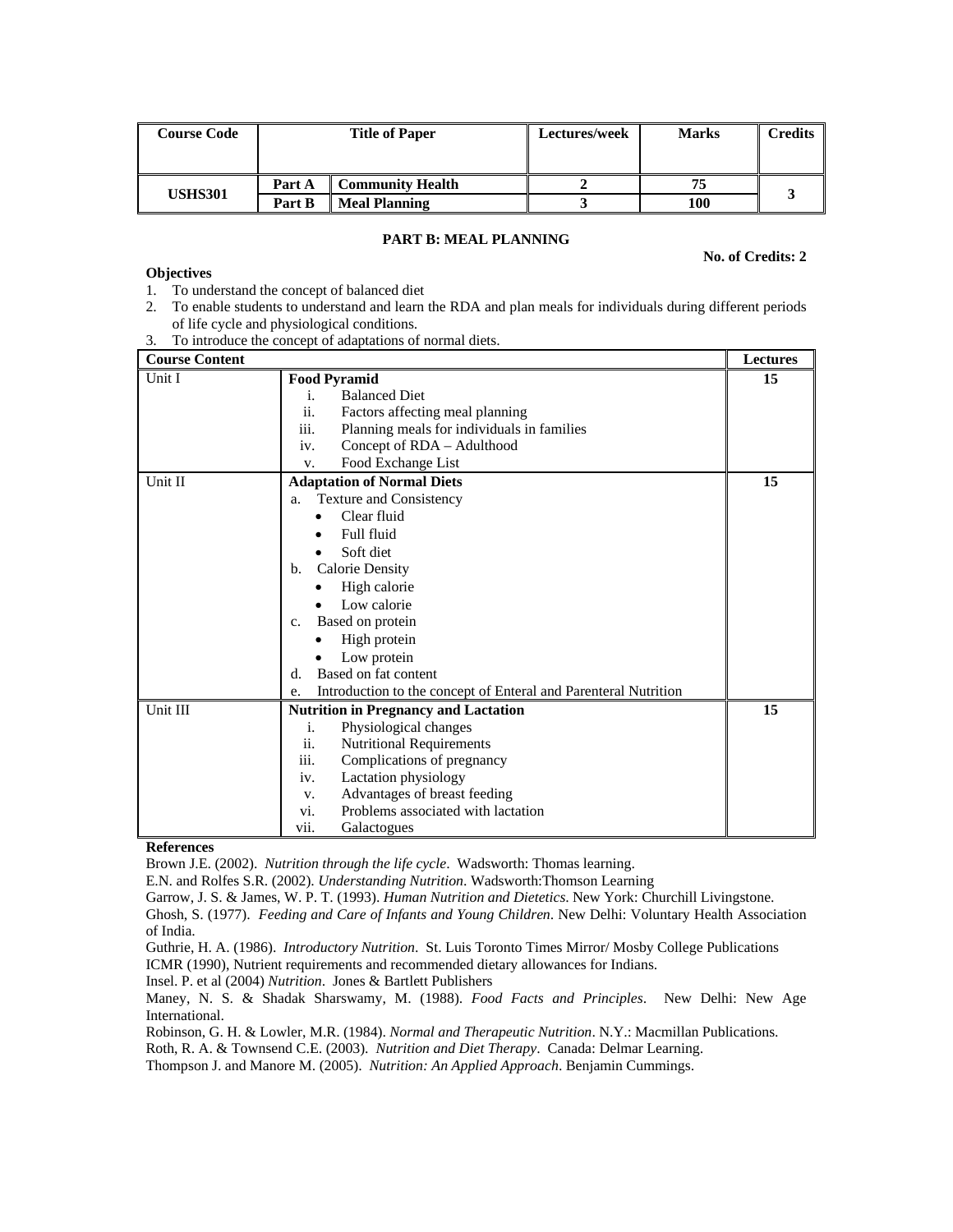| Course Code | Title of Paper | | Lectures/week | Marks | Credits |
|---|---|---|---|---|---|
| USHS301 | Part A | Community Health | 2 | 75 | 3 |
| | Part B | Meal Planning | 3 | 100 | |

## PART B: MEAL PLANNING

**No. of Credits: 2**

**Objectives**

1. To understand the concept of balanced diet
2. To enable students to understand and learn the RDA and plan meals for individuals during different periods of life cycle and physiological conditions.
3. To introduce the concept of adaptations of normal diets.

| Course Content | | Lectures |
|---|---|---|
| Unit I | **Food Pyramid**<br>i. Balanced Diet<br>ii. Factors affecting meal planning<br>iii. Planning meals for individuals in families<br>iv. Concept of RDA – Adulthood<br>v. Food Exchange List | 15 |
| Unit II | **Adaptation of Normal Diets**<br>a. Texture and Consistency<br>• Clear fluid<br>• Full fluid<br>• Soft diet<br>b. Calorie Density<br>• High calorie<br>• Low calorie<br>c. Based on protein<br>• High protein<br>• Low protein<br>d. Based on fat content<br>e. Introduction to the concept of Enteral and Parenteral Nutrition | 15 |
| Unit III | **Nutrition in Pregnancy and Lactation**<br>i. Physiological changes<br>ii. Nutritional Requirements<br>iii. Complications of pregnancy<br>iv. Lactation physiology<br>v. Advantages of breast feeding<br>vi. Problems associated with lactation<br>vii. Galactogues | 15 |

**References**

Brown J.E. (2002). *Nutrition through the life cycle*. Wadsworth: Thomas learning.

E.N. and Rolfes S.R. (2002). *Understanding Nutrition*. Wadsworth:Thomson Learning

Garrow, J. S. & James, W. P. T. (1993). *Human Nutrition and Dietetics*. New York: Churchill Livingstone.

Ghosh, S. (1977). *Feeding and Care of Infants and Young Children*. New Delhi: Voluntary Health Association of India.

Guthrie, H. A. (1986). *Introductory Nutrition*. St. Luis Toronto Times Mirror/ Mosby College Publications

ICMR (1990), Nutrient requirements and recommended dietary allowances for Indians.

Insel. P. et al (2004) *Nutrition*. Jones & Bartlett Publishers

Maney, N. S. & Shadak Sharswamy, M. (1988). *Food Facts and Principles*. New Delhi: New Age International.

Robinson, G. H. & Lowler, M.R. (1984). *Normal and Therapeutic Nutrition*. N.Y.: Macmillan Publications.

Roth, R. A. & Townsend C.E. (2003). *Nutrition and Diet Therapy*. Canada: Delmar Learning.

Thompson J. and Manore M. (2005). *Nutrition: An Applied Approach*. Benjamin Cummings.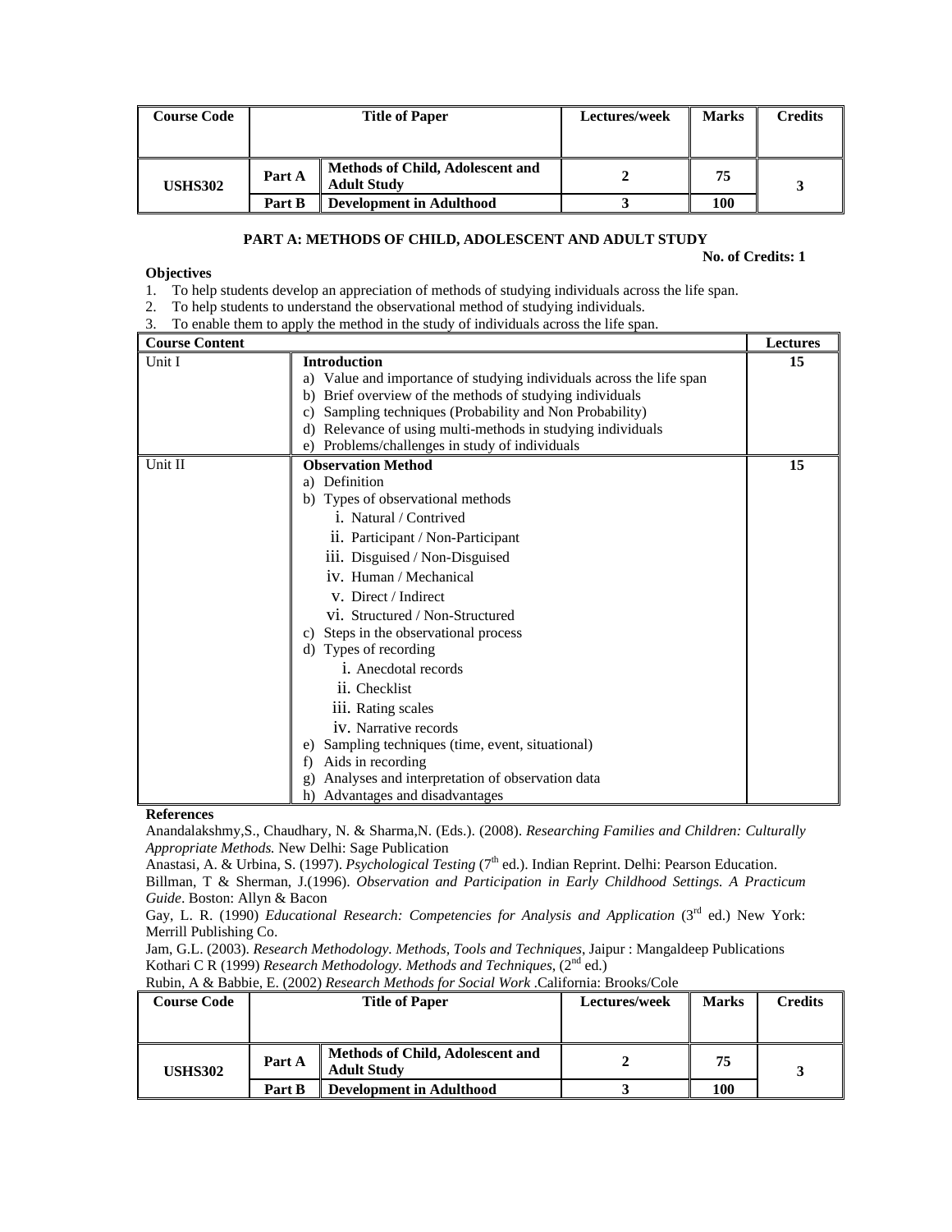| Course Code | Title of Paper | | Lectures/week | Marks | Credits |
|---|---|---|---|---|---|
| USHS302 | Part A | Methods of Child, Adolescent and Adult Study | 2 | 75 | 3 |
| | Part B | Development in Adulthood | 3 | 100 | |

## PART A: METHODS OF CHILD, ADOLESCENT AND ADULT STUDY

**No. of Credits: 1**

**Objectives**

1. To help students develop an appreciation of methods of studying individuals across the life span.
2. To help students to understand the observational method of studying individuals.
3. To enable them to apply the method in the study of individuals across the life span.

| Course Content | | Lectures |
|---|---|---|
| Unit I | **Introduction**<br>a) Value and importance of studying individuals across the life span<br>b) Brief overview of the methods of studying individuals<br>c) Sampling techniques (Probability and Non Probability)<br>d) Relevance of using multi-methods in studying individuals<br>e) Problems/challenges in study of individuals | 15 |
| Unit II | **Observation Method**<br>a) Definition<br>b) Types of observational methods<br>i. Natural / Contrived<br>ii. Participant / Non-Participant<br>iii. Disguised / Non-Disguised<br>iv. Human / Mechanical<br>v. Direct / Indirect<br>vi. Structured / Non-Structured<br>c) Steps in the observational process<br>d) Types of recording<br>i. Anecdotal records<br>ii. Checklist<br>iii. Rating scales<br>iv. Narrative records<br>e) Sampling techniques (time, event, situational)<br>f) Aids in recording<br>g) Analyses and interpretation of observation data<br>h) Advantages and disadvantages | 15 |

**References**

Anandalakshmy,S., Chaudhary, N. & Sharma,N. (Eds.). (2008). *Researching Families and Children: Culturally Appropriate Methods.* New Delhi: Sage Publication

Anastasi, A. & Urbina, S. (1997). *Psychological Testing* (7th ed.). Indian Reprint. Delhi: Pearson Education.

Billman, T & Sherman, J.(1996). *Observation and Participation in Early Childhood Settings. A Practicum Guide*. Boston: Allyn & Bacon

Gay, L. R. (1990) *Educational Research: Competencies for Analysis and Application* (3rd ed.) New York: Merrill Publishing Co.

Jam, G.L. (2003). *Research Methodology. Methods, Tools and Techniques*, Jaipur : Mangaldeep Publications

Kothari C R (1999) *Research Methodology. Methods and Techniques*, (2nd ed.)

Rubin, A & Babbie, E. (2002) *Research Methods for Social Work* .California: Brooks/Cole

| Course Code | Title of Paper | | Lectures/week | Marks | Credits |
|---|---|---|---|---|---|
| USHS302 | Part A | Methods of Child, Adolescent and Adult Study | 2 | 75 | 3 |
| | Part B | Development in Adulthood | 3 | 100 | |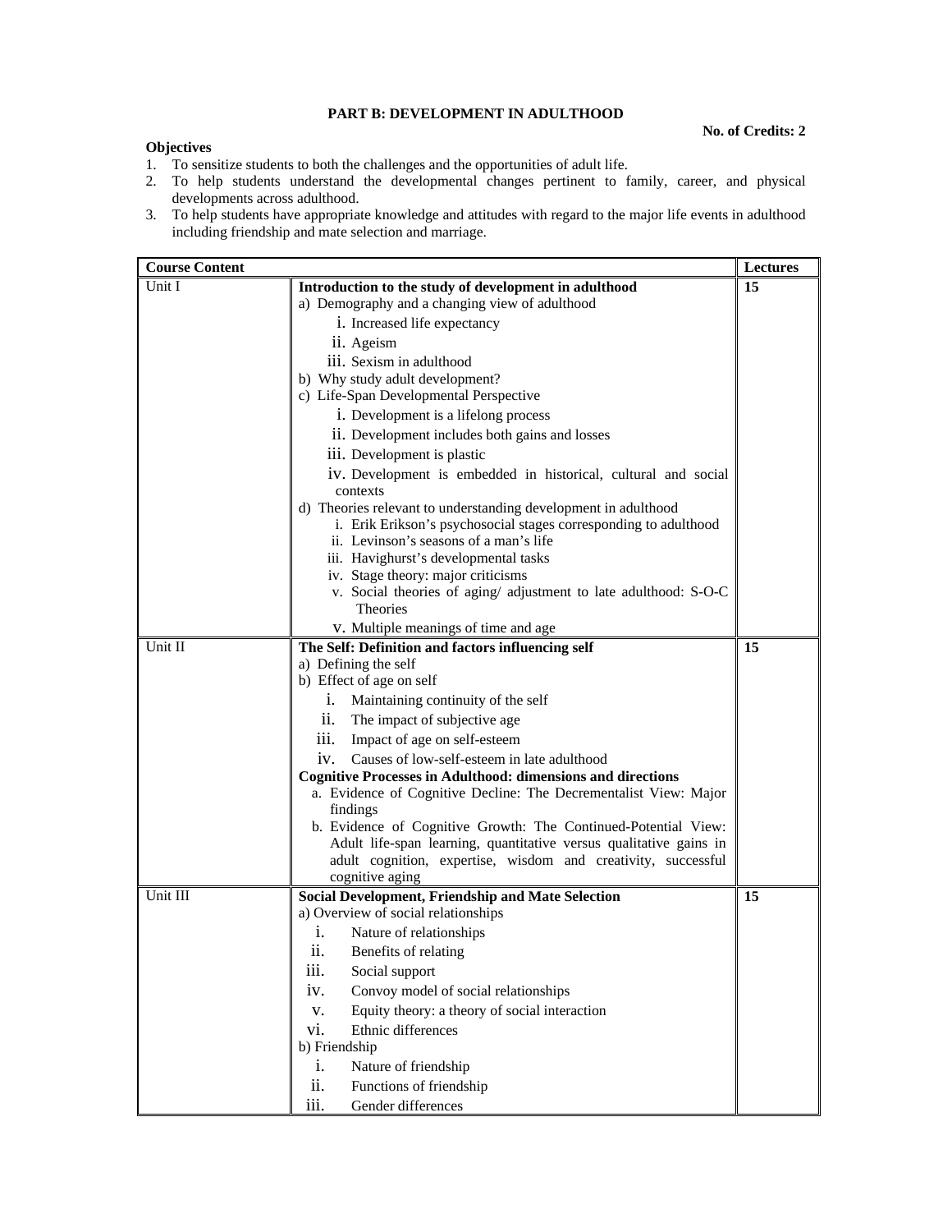**PART B: DEVELOPMENT IN ADULTHOOD**

**No. of Credits: 2**

**Objectives**

1. To sensitize students to both the challenges and the opportunities of adult life.
2. To help students understand the developmental changes pertinent to family, career, and physical developments across adulthood.
3. To help students have appropriate knowledge and attitudes with regard to the major life events in adulthood including friendship and mate selection and marriage.

| **Course Content** | | **Lectures** |
|---|---|---|
| Unit I | **Introduction to the study of development in adulthood**<br>a) Demography and a changing view of adulthood<br>i. Increased life expectancy<br>ii. Ageism<br>iii. Sexism in adulthood<br>b) Why study adult development?<br>c) Life-Span Developmental Perspective<br>i. Development is a lifelong process<br>ii. Development includes both gains and losses<br>iii. Development is plastic<br>iv. Development is embedded in historical, cultural and social contexts<br>d) Theories relevant to understanding development in adulthood<br>i. Erik Erikson's psychosocial stages corresponding to adulthood<br>ii. Levinson's seasons of a man's life<br>iii. Havighurst's developmental tasks<br>iv. Stage theory: major criticisms<br>v. Social theories of aging/ adjustment to late adulthood: S-O-C Theories<br>v. Multiple meanings of time and age | **15** |
| Unit II | **The Self: Definition and factors influencing self**<br>a) Defining the self<br>b) Effect of age on self<br>i. Maintaining continuity of the self<br>ii. The impact of subjective age<br>iii. Impact of age on self-esteem<br>iv. Causes of low-self-esteem in late adulthood<br>**Cognitive Processes in Adulthood: dimensions and directions**<br>a. Evidence of Cognitive Decline: The Decrementalist View: Major findings<br>b. Evidence of Cognitive Growth: The Continued-Potential View: Adult life-span learning, quantitative versus qualitative gains in adult cognition, expertise, wisdom and creativity, successful cognitive aging | **15** |
| Unit III | **Social Development, Friendship and Mate Selection**<br>a) Overview of social relationships<br>i. Nature of relationships<br>ii. Benefits of relating<br>iii. Social support<br>iv. Convoy model of social relationships<br>v. Equity theory: a theory of social interaction<br>vi. Ethnic differences<br>b) Friendship<br>i. Nature of friendship<br>ii. Functions of friendship<br>iii. Gender differences | **15** |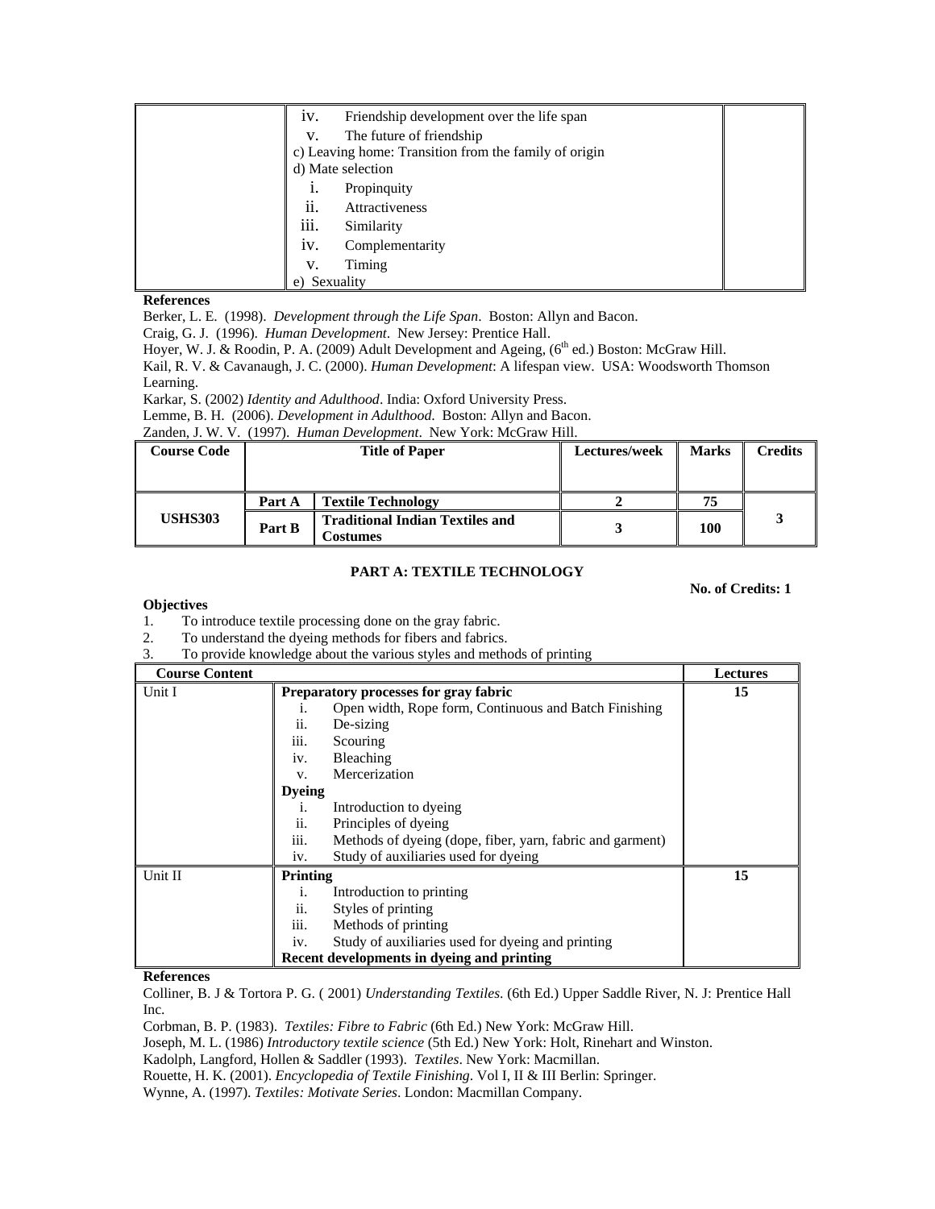| | iv. Friendship development over the life span<br>v. The future of friendship<br>c) Leaving home: Transition from the family of origin<br>d) Mate selection<br>i. Propinquity<br>ii. Attractiveness<br>iii. Similarity<br>iv. Complementarity<br>v. Timing<br>e) Sexuality | |
|---|---|---|

**References**

Berker, L. E. (1998). *Development through the Life Span*. Boston: Allyn and Bacon.

Craig, G. J. (1996). *Human Development*. New Jersey: Prentice Hall.

Hoyer, W. J. & Roodin, P. A. (2009) Adult Development and Ageing, (6th ed.) Boston: McGraw Hill.

Kail, R. V. & Cavanaugh, J. C. (2000). *Human Development*: A lifespan view. USA: Woodsworth Thomson Learning.

Karkar, S. (2002) *Identity and Adulthood*. India: Oxford University Press.

Lemme, B. H. (2006). *Development in Adulthood*. Boston: Allyn and Bacon.

Zanden, J. W. V. (1997). *Human Development*. New York: McGraw Hill.

| Course Code | Title of Paper | | Lectures/week | Marks | Credits |
|---|---|---|---|---|---|
| USHS303 | Part A | **Textile Technology** | 2 | 75 | 3 |
| | Part B | **Traditional Indian Textiles and Costumes** | 3 | 100 | |

## PART A: TEXTILE TECHNOLOGY

**No. of Credits: 1**

**Objectives**

1. To introduce textile processing done on the gray fabric.
2. To understand the dyeing methods for fibers and fabrics.
3. To provide knowledge about the various styles and methods of printing

| Course Content | | Lectures |
|---|---|---|
| Unit I | **Preparatory processes for gray fabric**<br>i. Open width, Rope form, Continuous and Batch Finishing<br>ii. De-sizing<br>iii. Scouring<br>iv. Bleaching<br>v. Mercerization<br>**Dyeing**<br>i. Introduction to dyeing<br>ii. Principles of dyeing<br>iii. Methods of dyeing (dope, fiber, yarn, fabric and garment)<br>iv. Study of auxiliaries used for dyeing | 15 |
| Unit II | **Printing**<br>i. Introduction to printing<br>ii. Styles of printing<br>iii. Methods of printing<br>iv. Study of auxiliaries used for dyeing and printing<br>**Recent developments in dyeing and printing** | 15 |

**References**

Colliner, B. J & Tortora P. G. ( 2001) *Understanding Textiles.* (6th Ed.) Upper Saddle River, N. J: Prentice Hall Inc.

Corbman, B. P. (1983). *Textiles: Fibre to Fabric* (6th Ed.) New York: McGraw Hill.

Joseph, M. L. (1986) *Introductory textile science* (5th Ed.) New York: Holt, Rinehart and Winston.

Kadolph, Langford, Hollen & Saddler (1993). *Textiles*. New York: Macmillan.

Rouette, H. K. (2001). *Encyclopedia of Textile Finishing*. Vol I, II & III Berlin: Springer.

Wynne, A. (1997). *Textiles: Motivate Series*. London: Macmillan Company.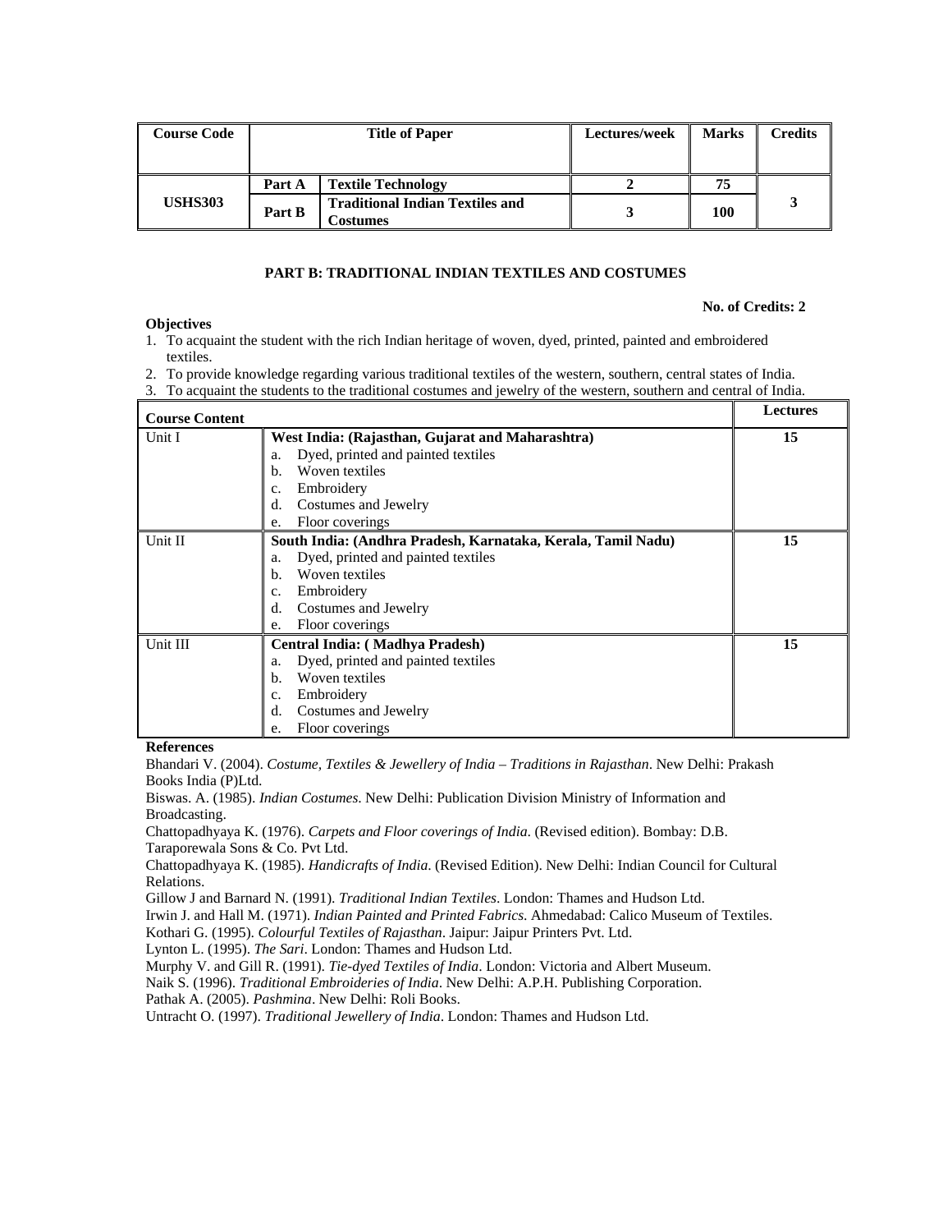| Course Code | Title of Paper | | Lectures/week | Marks | Credits |
|---|---|---|---|---|---|
| USHS303 | Part A | Textile Technology | 2 | 75 | 3 |
| | Part B | Traditional Indian Textiles and Costumes | 3 | 100 | |

## PART B: TRADITIONAL INDIAN TEXTILES AND COSTUMES

**No. of Credits: 2**

**Objectives**

1. To acquaint the student with the rich Indian heritage of woven, dyed, printed, painted and embroidered textiles.
2. To provide knowledge regarding various traditional textiles of the western, southern, central states of India.
3. To acquaint the students to the traditional costumes and jewelry of the western, southern and central of India.

| Course Content | | Lectures |
|---|---|---|
| Unit I | **West India: (Rajasthan, Gujarat and Maharashtra)**<br>a. Dyed, printed and painted textiles<br>b. Woven textiles<br>c. Embroidery<br>d. Costumes and Jewelry<br>e. Floor coverings | 15 |
| Unit II | **South India: (Andhra Pradesh, Karnataka, Kerala, Tamil Nadu)**<br>a. Dyed, printed and painted textiles<br>b. Woven textiles<br>c. Embroidery<br>d. Costumes and Jewelry<br>e. Floor coverings | 15 |
| Unit III | **Central India: ( Madhya Pradesh)**<br>a. Dyed, printed and painted textiles<br>b. Woven textiles<br>c. Embroidery<br>d. Costumes and Jewelry<br>e. Floor coverings | 15 |

**References**

Bhandari V. (2004). *Costume, Textiles & Jewellery of India – Traditions in Rajasthan*. New Delhi: Prakash Books India (P)Ltd.

Biswas. A. (1985). *Indian Costumes*. New Delhi: Publication Division Ministry of Information and Broadcasting.

Chattopadhyaya K. (1976). *Carpets and Floor coverings of India*. (Revised edition). Bombay: D.B. Taraporewala Sons & Co. Pvt Ltd.

Chattopadhyaya K. (1985). *Handicrafts of India*. (Revised Edition). New Delhi: Indian Council for Cultural Relations.

Gillow J and Barnard N. (1991). *Traditional Indian Textiles*. London: Thames and Hudson Ltd.

Irwin J. and Hall M. (1971). *Indian Painted and Printed Fabrics*. Ahmedabad: Calico Museum of Textiles.

Kothari G. (1995). *Colourful Textiles of Rajasthan*. Jaipur: Jaipur Printers Pvt. Ltd.

Lynton L. (1995). *The Sari*. London: Thames and Hudson Ltd.

Murphy V. and Gill R. (1991). *Tie-dyed Textiles of India*. London: Victoria and Albert Museum.

Naik S. (1996). *Traditional Embroideries of India*. New Delhi: A.P.H. Publishing Corporation.

Pathak A. (2005). *Pashmina*. New Delhi: Roli Books.

Untracht O. (1997). *Traditional Jewellery of India*. London: Thames and Hudson Ltd.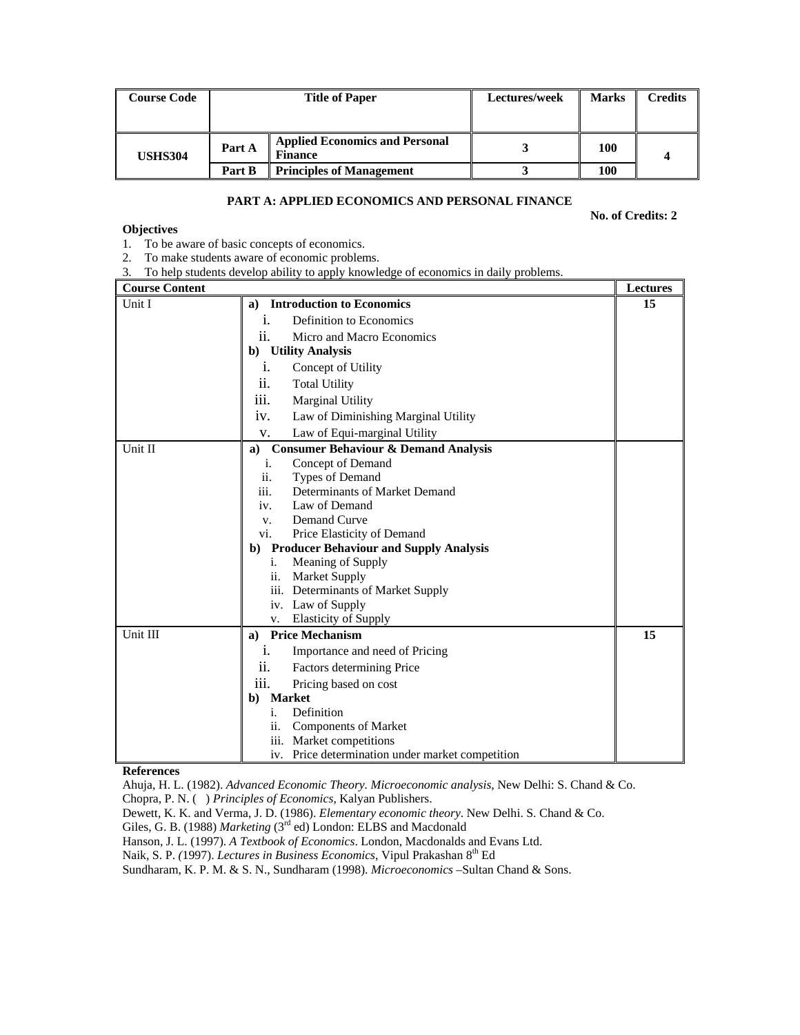| Course Code | Title of Paper | | Lectures/week | Marks | Credits |
|---|---|---|---|---|---|
| USHS304 | Part A | Applied Economics and Personal Finance | 3 | 100 | 4 |
| | Part B | Principles of Management | 3 | 100 | |

## PART A: APPLIED ECONOMICS AND PERSONAL FINANCE

**No. of Credits: 2**

**Objectives**

1. To be aware of basic concepts of economics.
2. To make students aware of economic problems.
3. To help students develop ability to apply knowledge of economics in daily problems.

| Course Content | | Lectures |
|---|---|---|
| Unit I | **a) Introduction to Economics**<br>i. Definition to Economics<br>ii. Micro and Macro Economics<br>**b) Utility Analysis**<br>i. Concept of Utility<br>ii. Total Utility<br>iii. Marginal Utility<br>iv. Law of Diminishing Marginal Utility<br>v. Law of Equi-marginal Utility | 15 |
| Unit II | **a) Consumer Behaviour & Demand Analysis**<br>i. Concept of Demand<br>ii. Types of Demand<br>iii. Determinants of Market Demand<br>iv. Law of Demand<br>v. Demand Curve<br>vi. Price Elasticity of Demand<br>**b) Producer Behaviour and Supply Analysis**<br>i. Meaning of Supply<br>ii. Market Supply<br>iii. Determinants of Market Supply<br>iv. Law of Supply<br>v. Elasticity of Supply | |
| Unit III | **a) Price Mechanism**<br>i. Importance and need of Pricing<br>ii. Factors determining Price<br>iii. Pricing based on cost<br>**b) Market**<br>i. Definition<br>ii. Components of Market<br>iii. Market competitions<br>iv. Price determination under market competition | 15 |

**References**

Ahuja, H. L. (1982). *Advanced Economic Theory. Microeconomic analysis*, New Delhi: S. Chand & Co.

Chopra, P. N. ( ) *Principles of Economics*, Kalyan Publishers.

Dewett, K. K. and Verma, J. D. (1986). *Elementary economic theory*. New Delhi. S. Chand & Co.

Giles, G. B. (1988) *Marketing* (3rd ed) London: ELBS and Macdonald

Hanson, J. L. (1997). *A Textbook of Economics*. London, Macdonalds and Evans Ltd.

Naik, S. P. (1997). *Lectures in Business Economics*, Vipul Prakashan 8th Ed

Sundharam, K. P. M. & S. N., Sundharam (1998). *Microeconomics* –Sultan Chand & Sons.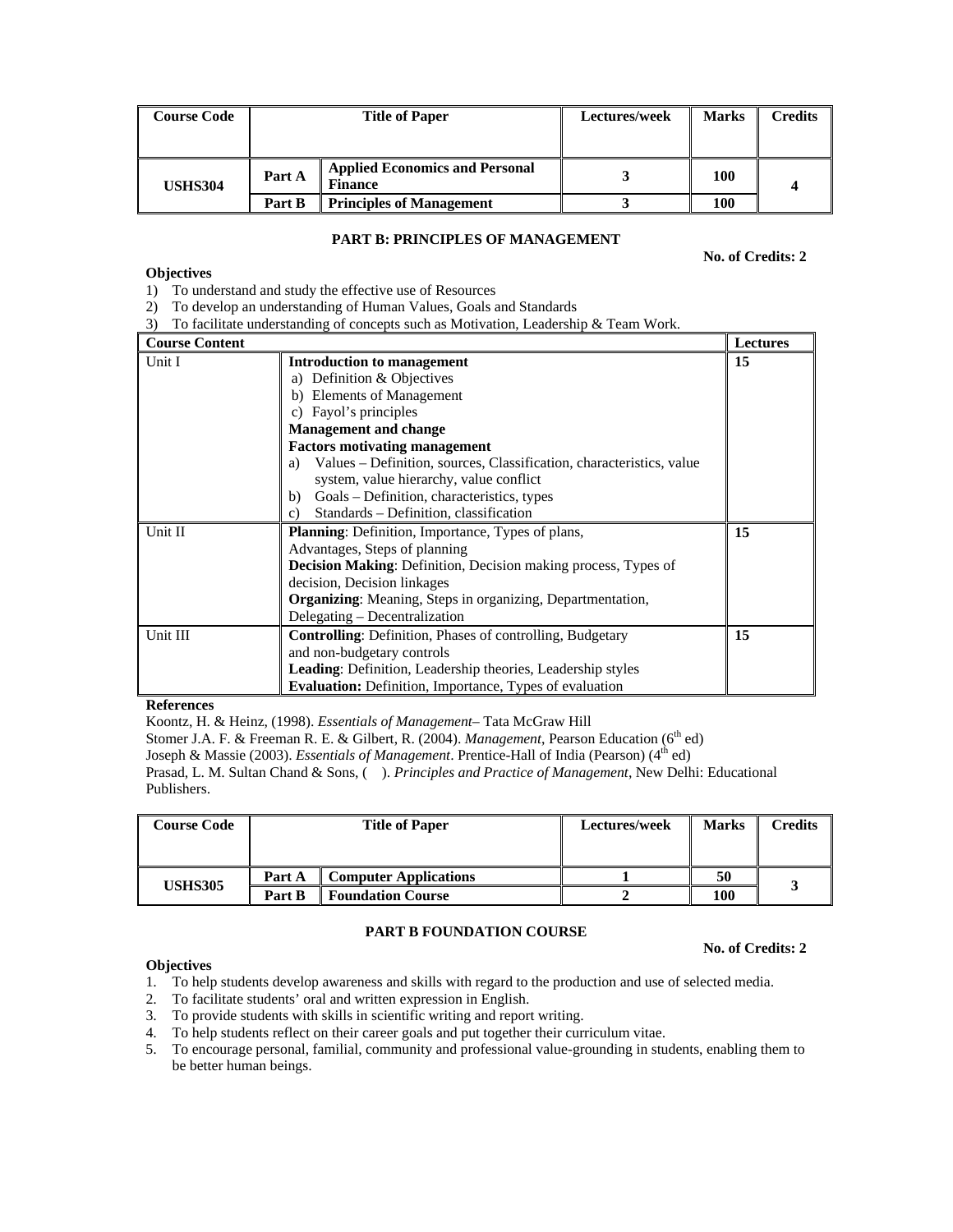| Course Code | Title of Paper | | Lectures/week | Marks | Credits |
|---|---|---|---|---|---|
| USHS304 | Part A | **Applied Economics and Personal Finance** | 3 | 100 | 4 |
| | Part B | **Principles of Management** | 3 | 100 | |

### PART B: PRINCIPLES OF MANAGEMENT

**No. of Credits: 2**

**Objectives**

1) To understand and study the effective use of Resources
2) To develop an understanding of Human Values, Goals and Standards
3) To facilitate understanding of concepts such as Motivation, Leadership & Team Work.

| Course Content | | Lectures |
|---|---|---|
| Unit I | **Introduction to management**<br>a) Definition & Objectives<br>b) Elements of Management<br>c) Fayol's principles<br>**Management and change**<br>**Factors motivating management**<br>a) Values – Definition, sources, Classification, characteristics, value system, value hierarchy, value conflict<br>b) Goals – Definition, characteristics, types<br>c) Standards – Definition, classification | 15 |
| Unit II | **Planning**: Definition, Importance, Types of plans, Advantages, Steps of planning<br>**Decision Making**: Definition, Decision making process, Types of decision, Decision linkages<br>**Organizing**: Meaning, Steps in organizing, Departmentation, Delegating – Decentralization | 15 |
| Unit III | **Controlling**: Definition, Phases of controlling, Budgetary and non-budgetary controls<br>**Leading**: Definition, Leadership theories, Leadership styles<br>**Evaluation:** Definition, Importance, Types of evaluation | 15 |

**References**

Koontz, H. & Heinz, (1998). *Essentials of Management*– Tata McGraw Hill

Stomer J.A. F. & Freeman R. E. & Gilbert, R. (2004). *Management*, Pearson Education (6th ed)

Joseph & Massie (2003). *Essentials of Management*. Prentice-Hall of India (Pearson) (4th ed)

Prasad, L. M. Sultan Chand & Sons, ( ). *Principles and Practice of Management*, New Delhi: Educational Publishers.

| Course Code | Title of Paper | | Lectures/week | Marks | Credits |
|---|---|---|---|---|---|
| USHS305 | Part A | **Computer Applications** | 1 | 50 | 3 |
| | Part B | **Foundation Course** | 2 | 100 | |

### PART B FOUNDATION COURSE

**No. of Credits: 2**

**Objectives**

1. To help students develop awareness and skills with regard to the production and use of selected media.
2. To facilitate students' oral and written expression in English.
3. To provide students with skills in scientific writing and report writing.
4. To help students reflect on their career goals and put together their curriculum vitae.
5. To encourage personal, familial, community and professional value-grounding in students, enabling them to be better human beings.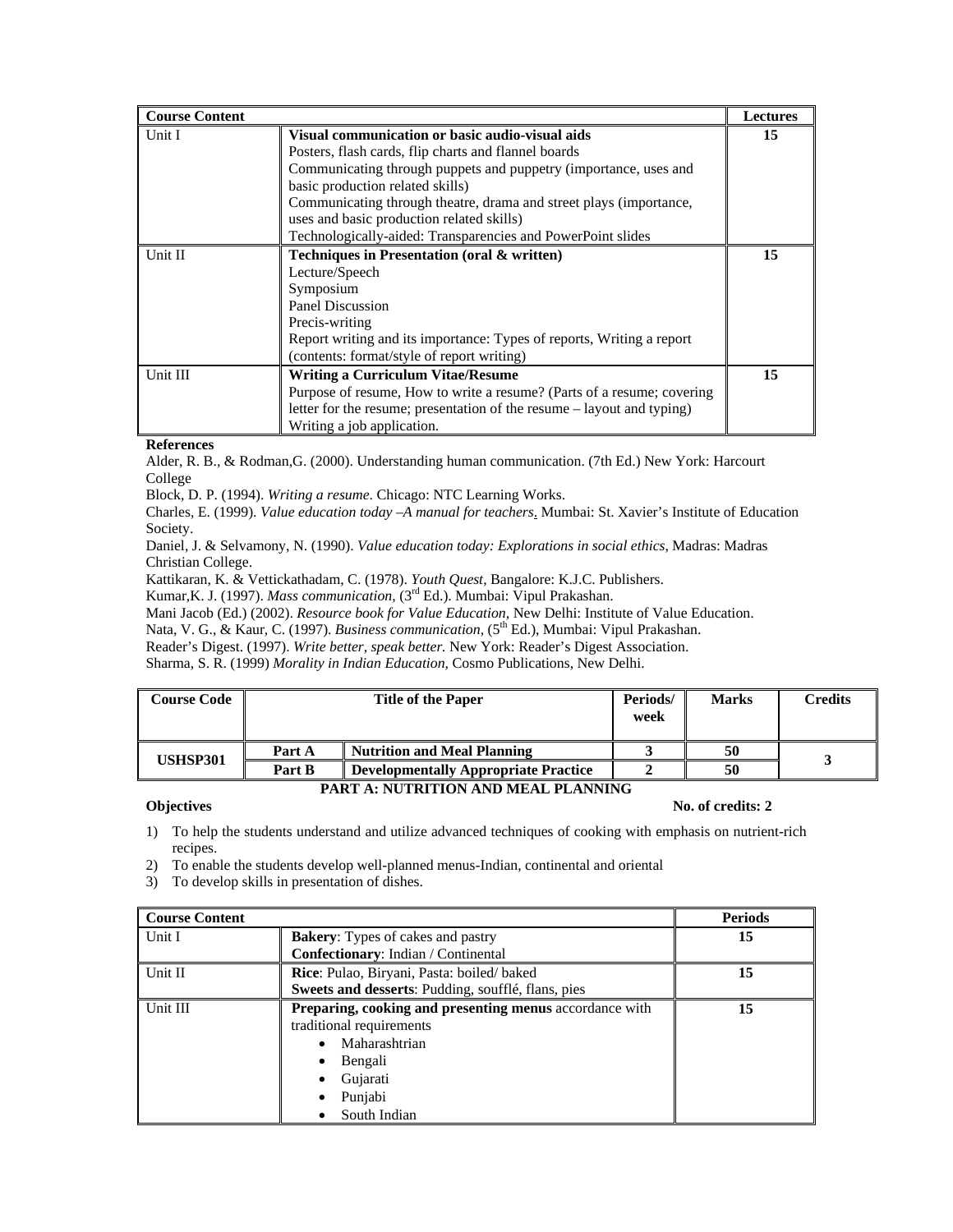| Course Content | | Lectures |
|---|---|---|
| Unit I | **Visual communication or basic audio-visual aids**<br>Posters, flash cards, flip charts and flannel boards<br>Communicating through puppets and puppetry (importance, uses and basic production related skills)<br>Communicating through theatre, drama and street plays (importance, uses and basic production related skills)<br>Technologically-aided: Transparencies and PowerPoint slides | **15** |
| Unit II | **Techniques in Presentation (oral & written)**<br>Lecture/Speech<br>Symposium<br>Panel Discussion<br>Precis-writing<br>Report writing and its importance: Types of reports, Writing a report (contents: format/style of report writing) | **15** |
| Unit III | **Writing a Curriculum Vitae/Resume**<br>Purpose of resume, How to write a resume? (Parts of a resume; covering letter for the resume; presentation of the resume – layout and typing)<br>Writing a job application. | **15** |

**References**

Alder, R. B., & Rodman,G. (2000). Understanding human communication. (7th Ed.) New York: Harcourt College

Block, D. P. (1994). *Writing a resume*. Chicago: NTC Learning Works.

Charles, E. (1999). *Value education today –A manual for teachers*. Mumbai: St. Xavier's Institute of Education Society.

Daniel, J. & Selvamony, N. (1990). *Value education today: Explorations in social ethics,* Madras: Madras Christian College.

Kattikaran, K. & Vettickathadam, C. (1978). *Youth Quest,* Bangalore: K.J.C. Publishers.

Kumar,K. J. (1997). *Mass communication,* (3rd Ed.). Mumbai: Vipul Prakashan.

Mani Jacob (Ed.) (2002). *Resource book for Value Education,* New Delhi: Institute of Value Education.

Nata, V. G., & Kaur, C. (1997). *Business communication,* (5th Ed.), Mumbai: Vipul Prakashan.

Reader's Digest. (1997). *Write better, speak better.* New York: Reader's Digest Association.

Sharma, S. R. (1999) *Morality in Indian Education,* Cosmo Publications, New Delhi.

| Course Code | Title of the Paper | | Periods/ week | Marks | Credits |
|---|---|---|---|---|---|
| **USHSP301** | **Part A** | **Nutrition and Meal Planning** | **3** | **50** | **3** |
| | **Part B** | **Developmentally Appropriate Practice** | **2** | **50** | |

**PART A: NUTRITION AND MEAL PLANNING**

**Objectives** **No. of credits: 2**

1) To help the students understand and utilize advanced techniques of cooking with emphasis on nutrient-rich recipes.
2) To enable the students develop well-planned menus-Indian, continental and oriental
3) To develop skills in presentation of dishes.

| Course Content | | Periods |
|---|---|---|
| Unit I | **Bakery**: Types of cakes and pastry<br>**Confectionary**: Indian / Continental | **15** |
| Unit II | **Rice**: Pulao, Biryani, Pasta: boiled/ baked<br>**Sweets and desserts**: Pudding, soufflé, flans, pies | **15** |
| Unit III | **Preparing, cooking and presenting menus** accordance with traditional requirements<br>• Maharashtrian<br>• Bengali<br>• Gujarati<br>• Punjabi<br>• South Indian | **15** |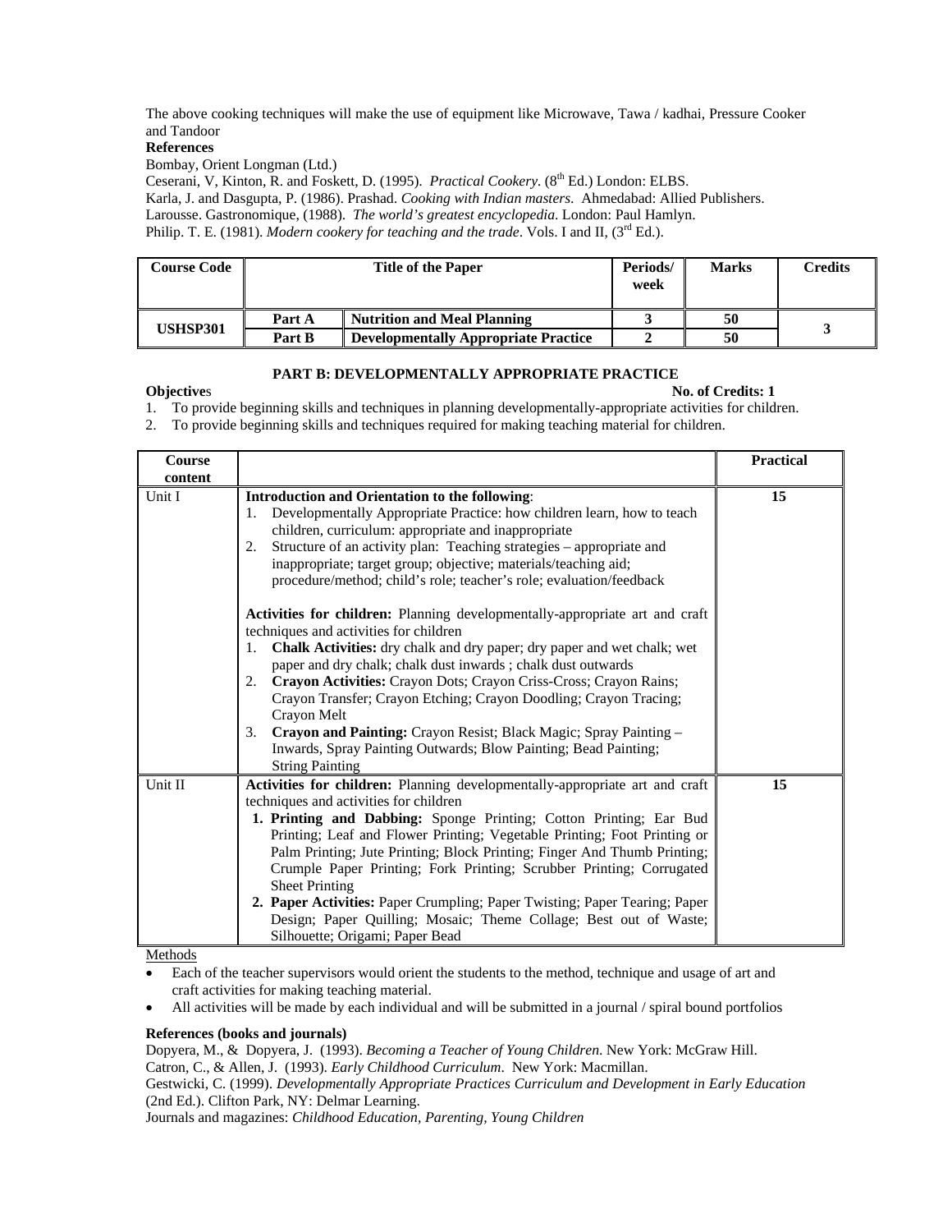The above cooking techniques will make the use of equipment like Microwave, Tawa / kadhai, Pressure Cooker and Tandoor

**References**

Bombay, Orient Longman (Ltd.)

Ceserani, V, Kinton, R. and Foskett, D. (1995). *Practical Cookery*. (8th Ed.) London: ELBS.

Karla, J. and Dasgupta, P. (1986). Prashad. *Cooking with Indian masters*. Ahmedabad: Allied Publishers.

Larousse. Gastronomique, (1988). *The world's greatest encyclopedia*. London: Paul Hamlyn.

Philip. T. E. (1981). *Modern cookery for teaching and the trade*. Vols. I and II, (3rd Ed.).

| Course Code | Title of the Paper | | Periods/ week | Marks | Credits |
|---|---|---|---|---|---|
| USHSP301 | Part A | Nutrition and Meal Planning | 3 | 50 | 3 |
| | Part B | Developmentally Appropriate Practice | 2 | 50 | |

## PART B: DEVELOPMENTALLY APPROPRIATE PRACTICE

**Objectives** **No. of Credits: 1**

1. To provide beginning skills and techniques in planning developmentally-appropriate activities for children.
2. To provide beginning skills and techniques required for making teaching material for children.

| Course content | | Practical |
|---|---|---|
| Unit I | **Introduction and Orientation to the following**:<br>1. Developmentally Appropriate Practice: how children learn, how to teach children, curriculum: appropriate and inappropriate<br>2. Structure of an activity plan: Teaching strategies – appropriate and inappropriate; target group; objective; materials/teaching aid; procedure/method; child's role; teacher's role; evaluation/feedback<br><br>**Activities for children:** Planning developmentally-appropriate art and craft techniques and activities for children<br>1. **Chalk Activities:** dry chalk and dry paper; dry paper and wet chalk; wet paper and dry chalk; chalk dust inwards ; chalk dust outwards<br>2. **Crayon Activities:** Crayon Dots; Crayon Criss-Cross; Crayon Rains; Crayon Transfer; Crayon Etching; Crayon Doodling; Crayon Tracing; Crayon Melt<br>3. **Crayon and Painting:** Crayon Resist; Black Magic; Spray Painting – Inwards, Spray Painting Outwards; Blow Painting; Bead Painting; String Painting | 15 |
| Unit II | **Activities for children:** Planning developmentally-appropriate art and craft techniques and activities for children<br>1. **Printing and Dabbing:** Sponge Printing; Cotton Printing; Ear Bud Printing; Leaf and Flower Printing; Vegetable Printing; Foot Printing or Palm Printing; Jute Printing; Block Printing; Finger And Thumb Printing; Crumple Paper Printing; Fork Printing; Scrubber Printing; Corrugated Sheet Printing<br>2. **Paper Activities:** Paper Crumpling; Paper Twisting; Paper Tearing; Paper Design; Paper Quilling; Mosaic; Theme Collage; Best out of Waste; Silhouette; Origami; Paper Bead | 15 |

Methods

- Each of the teacher supervisors would orient the students to the method, technique and usage of art and craft activities for making teaching material.
- All activities will be made by each individual and will be submitted in a journal / spiral bound portfolios

**References (books and journals)**

Dopyera, M., & Dopyera, J. (1993). *Becoming a Teacher of Young Children*. New York: McGraw Hill.

Catron, C., & Allen, J. (1993). *Early Childhood Curriculum*. New York: Macmillan.

Gestwicki, C. (1999). *Developmentally Appropriate Practices Curriculum and Development in Early Education* (2nd Ed.). Clifton Park, NY: Delmar Learning.

Journals and magazines: *Childhood Education, Parenting, Young Children*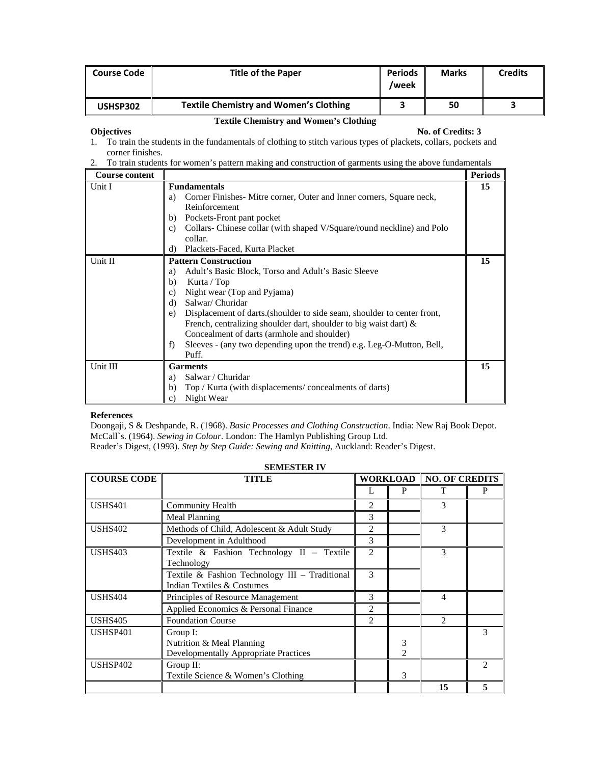| Course Code | Title of the Paper | Periods /week | Marks | Credits |
|---|---|---|---|---|
| USHSP302 | Textile Chemistry and Women's Clothing | 3 | 50 | 3 |

**Textile Chemistry and Women's Clothing**

**Objectives** **No. of Credits: 3**

1. To train the students in the fundamentals of clothing to stitch various types of plackets, collars, pockets and corner finishes.
2. To train students for women's pattern making and construction of garments using the above fundamentals

| Course content | | Periods |
|---|---|---|
| Unit I | **Fundamentals**<br>a) Corner Finishes- Mitre corner, Outer and Inner corners, Square neck, Reinforcement<br>b) Pockets-Front pant pocket<br>c) Collars- Chinese collar (with shaped V/Square/round neckline) and Polo collar.<br>d) Plackets-Faced, Kurta Placket | 15 |
| Unit II | **Pattern Construction**<br>a) Adult's Basic Block, Torso and Adult's Basic Sleeve<br>b) Kurta / Top<br>c) Night wear (Top and Pyjama)<br>d) Salwar/ Churidar<br>e) Displacement of darts.(shoulder to side seam, shoulder to center front, French, centralizing shoulder dart, shoulder to big waist dart) & Concealment of darts (armhole and shoulder)<br>f) Sleeves - (any two depending upon the trend) e.g. Leg-O-Mutton, Bell, Puff. | 15 |
| Unit III | **Garments**<br>a) Salwar / Churidar<br>b) Top / Kurta (with displacements/ concealments of darts)<br>c) Night Wear | 15 |

**References**

Doongaji, S & Deshpande, R. (1968). *Basic Processes and Clothing Construction*. India: New Raj Book Depot.
McCall`s. (1964). *Sewing in Colour*. London: The Hamlyn Publishing Group Ltd.
Reader's Digest, (1993). *Step by Step Guide: Sewing and Knitting*, Auckland: Reader's Digest.

**SEMESTER IV**

| COURSE CODE | TITLE | WORKLOAD | | NO. OF CREDITS | |
|---|---|---|---|---|---|
| | | L | P | T | P |
| USHS401 | Community Health | 2 | | 3 | |
| | Meal Planning | 3 | | | |
| USHS402 | Methods of Child, Adolescent & Adult Study | 2 | | 3 | |
| | Development in Adulthood | 3 | | | |
| USHS403 | Textile & Fashion Technology II – Textile Technology | 2 | | 3 | |
| | Textile & Fashion Technology III – Traditional Indian Textiles & Costumes | 3 | | | |
| USHS404 | Principles of Resource Management | 3 | | 4 | |
| | Applied Economics & Personal Finance | 2 | | | |
| USHS405 | Foundation Course | 2 | | 2 | |
| USHSP401 | Group I:<br>Nutrition & Meal Planning<br>Developmentally Appropriate Practices | | <br>3<br>2 | | 3 |
| USHSP402 | Group II:<br>Textile Science & Women's Clothing | | <br>3 | | 2 |
| | | | | **15** | **5** |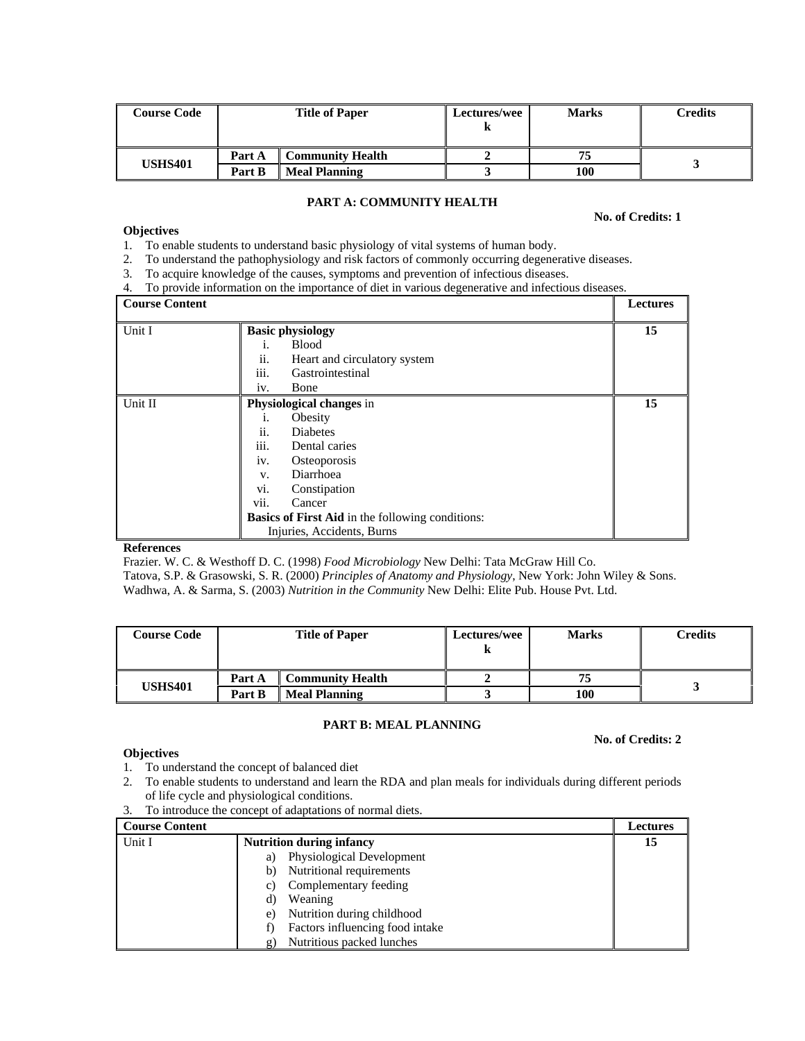| Course Code | Title of Paper | | Lectures/week | Marks | Credits |
|---|---|---|---|---|---|
| USHS401 | Part A | Community Health | 2 | 75 | 3 |
| | Part B | Meal Planning | 3 | 100 | |

## PART A: COMMUNITY HEALTH

**No. of Credits: 1**

**Objectives**

1. To enable students to understand basic physiology of vital systems of human body.
2. To understand the pathophysiology and risk factors of commonly occurring degenerative diseases.
3. To acquire knowledge of the causes, symptoms and prevention of infectious diseases.
4. To provide information on the importance of diet in various degenerative and infectious diseases.

| Course Content | | Lectures |
|---|---|---|
| Unit I | **Basic physiology**<br>i. Blood<br>ii. Heart and circulatory system<br>iii. Gastrointestinal<br>iv. Bone | 15 |
| Unit II | **Physiological changes** in<br>i. Obesity<br>ii. Diabetes<br>iii. Dental caries<br>iv. Osteoporosis<br>v. Diarrhoea<br>vi. Constipation<br>vii. Cancer<br>**Basics of First Aid** in the following conditions:<br>Injuries, Accidents, Burns | 15 |

**References**

Frazier. W. C. & Westhoff D. C. (1998) *Food Microbiology* New Delhi: Tata McGraw Hill Co.

Tatova, S.P. & Grasowski, S. R. (2000) *Principles of Anatomy and Physiology*, New York: John Wiley & Sons.

Wadhwa, A. & Sarma, S. (2003) *Nutrition in the Community* New Delhi: Elite Pub. House Pvt. Ltd.

| Course Code | Title of Paper | | Lectures/week | Marks | Credits |
|---|---|---|---|---|---|
| USHS401 | Part A | Community Health | 2 | 75 | 3 |
| | Part B | Meal Planning | 3 | 100 | |

## PART B: MEAL PLANNING

**No. of Credits: 2**

**Objectives**

1. To understand the concept of balanced diet
2. To enable students to understand and learn the RDA and plan meals for individuals during different periods of life cycle and physiological conditions.
3. To introduce the concept of adaptations of normal diets.

| Course Content | | Lectures |
|---|---|---|
| Unit I | **Nutrition during infancy**<br>a) Physiological Development<br>b) Nutritional requirements<br>c) Complementary feeding<br>d) Weaning<br>e) Nutrition during childhood<br>f) Factors influencing food intake<br>g) Nutritious packed lunches | 15 |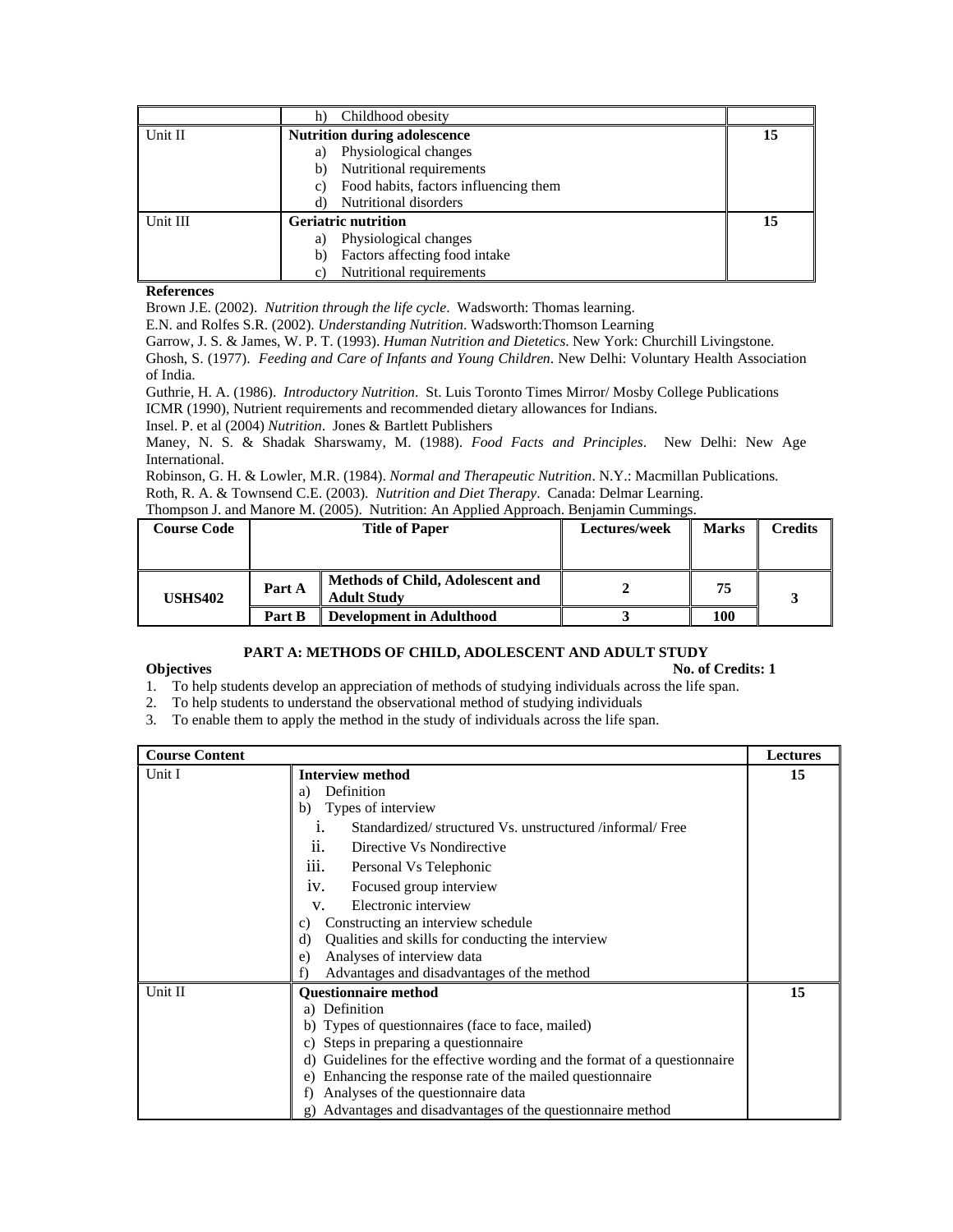| | | |
|---|---|---|
| | h) Childhood obesity | |
| Unit II | **Nutrition during adolescence**<br>a) Physiological changes<br>b) Nutritional requirements<br>c) Food habits, factors influencing them<br>d) Nutritional disorders | **15** |
| Unit III | **Geriatric nutrition**<br>a) Physiological changes<br>b) Factors affecting food intake<br>c) Nutritional requirements | **15** |

**References**

Brown J.E. (2002). *Nutrition through the life cycle*. Wadsworth: Thomas learning.

E.N. and Rolfes S.R. (2002). *Understanding Nutrition*. Wadsworth:Thomson Learning

Garrow, J. S. & James, W. P. T. (1993). *Human Nutrition and Dietetics*. New York: Churchill Livingstone.

Ghosh, S. (1977). *Feeding and Care of Infants and Young Children*. New Delhi: Voluntary Health Association of India.

Guthrie, H. A. (1986). *Introductory Nutrition*. St. Luis Toronto Times Mirror/ Mosby College Publications

ICMR (1990), Nutrient requirements and recommended dietary allowances for Indians.

Insel. P. et al (2004) *Nutrition*. Jones & Bartlett Publishers

Maney, N. S. & Shadak Sharswamy, M. (1988). *Food Facts and Principles*. New Delhi: New Age International.

Robinson, G. H. & Lowler, M.R. (1984). *Normal and Therapeutic Nutrition*. N.Y.: Macmillan Publications.

Roth, R. A. & Townsend C.E. (2003). *Nutrition and Diet Therapy*. Canada: Delmar Learning.

Thompson J. and Manore M. (2005). Nutrition: An Applied Approach. Benjamin Cummings.

| Course Code | Title of Paper | | Lectures/week | Marks | Credits |
|---|---|---|---|---|---|
| **USHS402** | **Part A** | **Methods of Child, Adolescent and Adult Study** | **2** | **75** | **3** |
| | **Part B** | **Development in Adulthood** | **3** | **100** | |

## PART A: METHODS OF CHILD, ADOLESCENT AND ADULT STUDY

**Objectives** **No. of Credits: 1**

1. To help students develop an appreciation of methods of studying individuals across the life span.
2. To help students to understand the observational method of studying individuals
3. To enable them to apply the method in the study of individuals across the life span.

| Course Content | | Lectures |
|---|---|---|
| Unit I | **Interview method**<br>a) Definition<br>b) Types of interview<br>i. Standardized/ structured Vs. unstructured /informal/ Free<br>ii. Directive Vs Nondirective<br>iii. Personal Vs Telephonic<br>iv. Focused group interview<br>v. Electronic interview<br>c) Constructing an interview schedule<br>d) Qualities and skills for conducting the interview<br>e) Analyses of interview data<br>f) Advantages and disadvantages of the method | **15** |
| Unit II | **Questionnaire method**<br>a) Definition<br>b) Types of questionnaires (face to face, mailed)<br>c) Steps in preparing a questionnaire<br>d) Guidelines for the effective wording and the format of a questionnaire<br>e) Enhancing the response rate of the mailed questionnaire<br>f) Analyses of the questionnaire data<br>g) Advantages and disadvantages of the questionnaire method | **15** |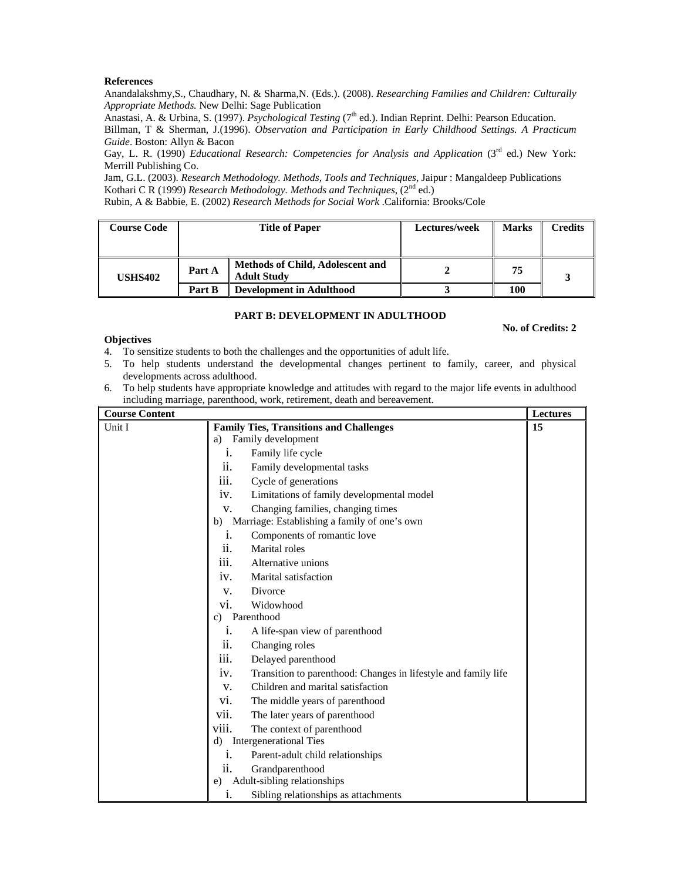**References**

Anandalakshmy,S., Chaudhary, N. & Sharma,N. (Eds.). (2008). *Researching Families and Children: Culturally Appropriate Methods.* New Delhi: Sage Publication

Anastasi, A. & Urbina, S. (1997). *Psychological Testing* (7th ed.). Indian Reprint. Delhi: Pearson Education.

Billman, T & Sherman, J.(1996). *Observation and Participation in Early Childhood Settings. A Practicum Guide*. Boston: Allyn & Bacon

Gay, L. R. (1990) *Educational Research: Competencies for Analysis and Application* (3rd ed.) New York: Merrill Publishing Co.

Jam, G.L. (2003). *Research Methodology. Methods, Tools and Techniques*, Jaipur : Mangaldeep Publications

Kothari C R (1999) *Research Methodology. Methods and Techniques*, (2nd ed.)

Rubin, A & Babbie, E. (2002) *Research Methods for Social Work* .California: Brooks/Cole

| Course Code | Title of Paper | | Lectures/week | Marks | Credits |
|---|---|---|---|---|---|
| USHS402 | Part A | Methods of Child, Adolescent and Adult Study | 2 | 75 | 3 |
| | Part B | Development in Adulthood | 3 | 100 | |

**PART B: DEVELOPMENT IN ADULTHOOD**

**No. of Credits: 2**

**Objectives**

4. To sensitize students to both the challenges and the opportunities of adult life.
5. To help students understand the developmental changes pertinent to family, career, and physical developments across adulthood.
6. To help students have appropriate knowledge and attitudes with regard to the major life events in adulthood including marriage, parenthood, work, retirement, death and bereavement.

| Course Content | | Lectures |
|---|---|---|
| Unit I | **Family Ties, Transitions and Challenges**<br>a) Family development<br>i. Family life cycle<br>ii. Family developmental tasks<br>iii. Cycle of generations<br>iv. Limitations of family developmental model<br>v. Changing families, changing times<br>b) Marriage: Establishing a family of one's own<br>i. Components of romantic love<br>ii. Marital roles<br>iii. Alternative unions<br>iv. Marital satisfaction<br>v. Divorce<br>vi. Widowhood<br>c) Parenthood<br>i. A life-span view of parenthood<br>ii. Changing roles<br>iii. Delayed parenthood<br>iv. Transition to parenthood: Changes in lifestyle and family life<br>v. Children and marital satisfaction<br>vi. The middle years of parenthood<br>vii. The later years of parenthood<br>viii. The context of parenthood<br>d) Intergenerational Ties<br>i. Parent-adult child relationships<br>ii. Grandparenthood<br>e) Adult-sibling relationships<br>i. Sibling relationships as attachments | **15** |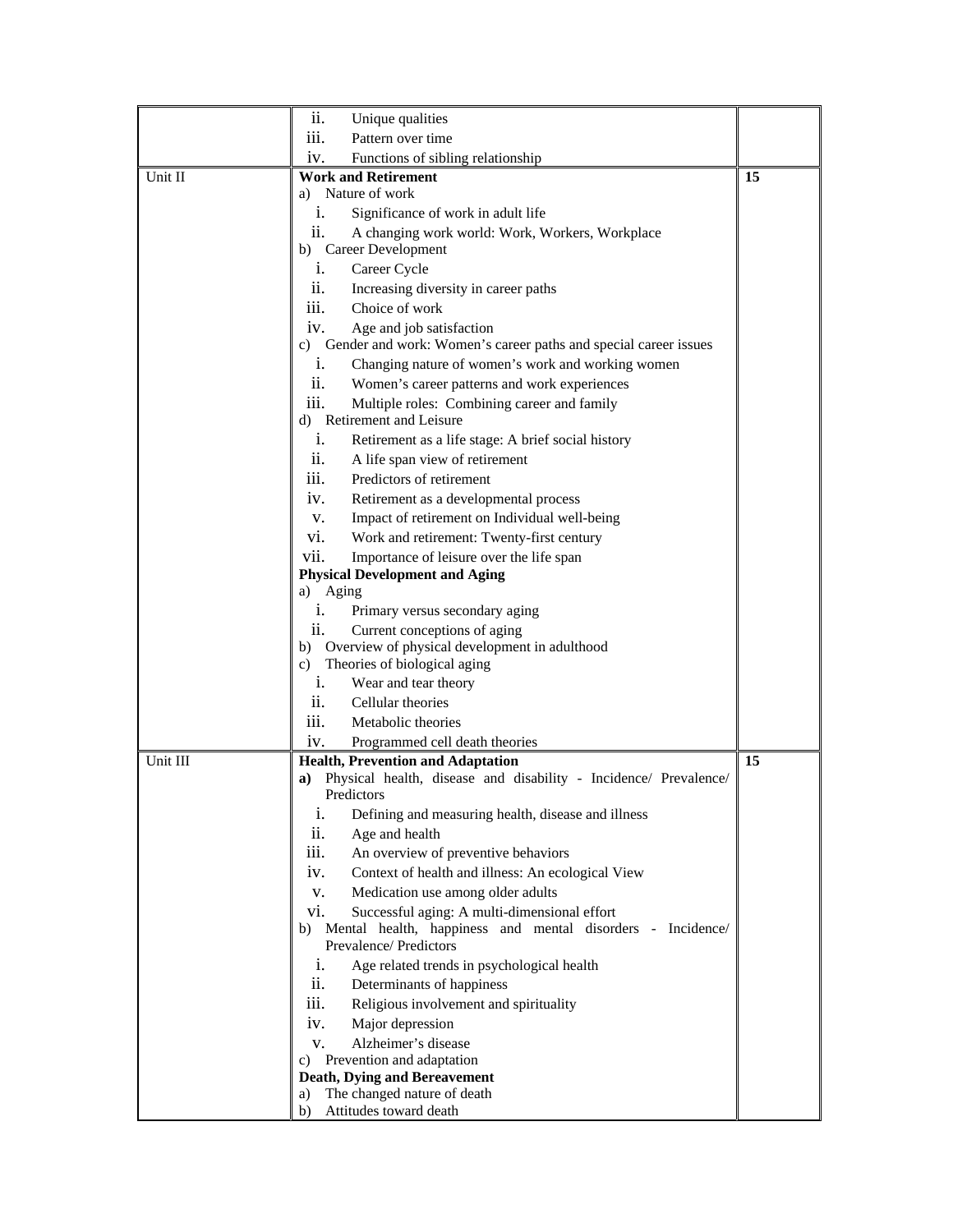| | | |
|---|---|---|
| | ii. Unique qualities<br>iii. Pattern over time<br>iv. Functions of sibling relationship | |
| Unit II | **Work and Retirement**<br>a) Nature of work<br>i. Significance of work in adult life<br>ii. A changing work world: Work, Workers, Workplace<br>b) Career Development<br>i. Career Cycle<br>ii. Increasing diversity in career paths<br>iii. Choice of work<br>iv. Age and job satisfaction<br>c) Gender and work: Women's career paths and special career issues<br>i. Changing nature of women's work and working women<br>ii. Women's career patterns and work experiences<br>iii. Multiple roles: Combining career and family<br>d) Retirement and Leisure<br>i. Retirement as a life stage: A brief social history<br>ii. A life span view of retirement<br>iii. Predictors of retirement<br>iv. Retirement as a developmental process<br>v. Impact of retirement on Individual well-being<br>vi. Work and retirement: Twenty-first century<br>vii. Importance of leisure over the life span<br>**Physical Development and Aging**<br>a) Aging<br>i. Primary versus secondary aging<br>ii. Current conceptions of aging<br>b) Overview of physical development in adulthood<br>c) Theories of biological aging<br>i. Wear and tear theory<br>ii. Cellular theories<br>iii. Metabolic theories<br>iv. Programmed cell death theories | **15** |
| Unit III | **Health, Prevention and Adaptation**<br>**a)** Physical health, disease and disability - Incidence/ Prevalence/ Predictors<br>i. Defining and measuring health, disease and illness<br>ii. Age and health<br>iii. An overview of preventive behaviors<br>iv. Context of health and illness: An ecological View<br>v. Medication use among older adults<br>vi. Successful aging: A multi-dimensional effort<br>b) Mental health, happiness and mental disorders - Incidence/ Prevalence/ Predictors<br>i. Age related trends in psychological health<br>ii. Determinants of happiness<br>iii. Religious involvement and spirituality<br>iv. Major depression<br>v. Alzheimer's disease<br>c) Prevention and adaptation<br>**Death, Dying and Bereavement**<br>a) The changed nature of death<br>b) Attitudes toward death | **15** |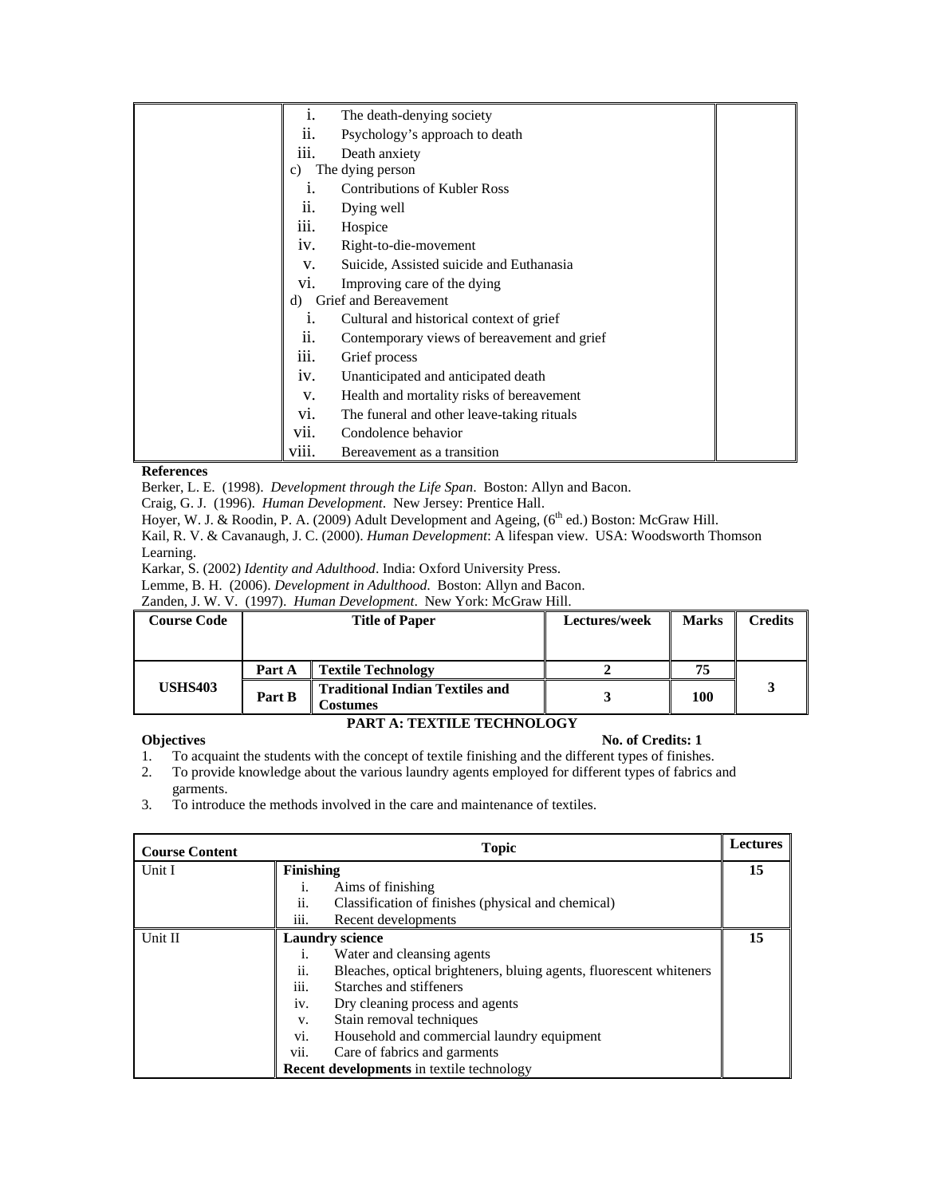| | | |
|---|---|---|
| | i. The death-denying society<br>ii. Psychology's approach to death<br>iii. Death anxiety<br>c) The dying person<br>i. Contributions of Kubler Ross<br>ii. Dying well<br>iii. Hospice<br>iv. Right-to-die-movement<br>v. Suicide, Assisted suicide and Euthanasia<br>vi. Improving care of the dying<br>d) Grief and Bereavement<br>i. Cultural and historical context of grief<br>ii. Contemporary views of bereavement and grief<br>iii. Grief process<br>iv. Unanticipated and anticipated death<br>v. Health and mortality risks of bereavement<br>vi. The funeral and other leave-taking rituals<br>vii. Condolence behavior<br>viii. Bereavement as a transition | |

**References**

Berker, L. E. (1998). *Development through the Life Span*. Boston: Allyn and Bacon.

Craig, G. J. (1996). *Human Development*. New Jersey: Prentice Hall.

Hoyer, W. J. & Roodin, P. A. (2009) Adult Development and Ageing, (6th ed.) Boston: McGraw Hill.

Kail, R. V. & Cavanaugh, J. C. (2000). *Human Development*: A lifespan view. USA: Woodsworth Thomson Learning.

Karkar, S. (2002) *Identity and Adulthood*. India: Oxford University Press.

Lemme, B. H. (2006). *Development in Adulthood*. Boston: Allyn and Bacon.

Zanden, J. W. V. (1997). *Human Development*. New York: McGraw Hill.

| Course Code | Title of Paper | | Lectures/week | Marks | Credits |
|---|---|---|---|---|---|
| USHS403 | Part A | Textile Technology | 2 | 75 | 3 |
| | Part B | Traditional Indian Textiles and Costumes | 3 | 100 | |

## PART A: TEXTILE TECHNOLOGY

**Objectives** **No. of Credits: 1**

1. To acquaint the students with the concept of textile finishing and the different types of finishes.
2. To provide knowledge about the various laundry agents employed for different types of fabrics and garments.
3. To introduce the methods involved in the care and maintenance of textiles.

| Course Content | Topic | Lectures |
|---|---|---|
| Unit I | **Finishing**<br>i. Aims of finishing<br>ii. Classification of finishes (physical and chemical)<br>iii. Recent developments | 15 |
| Unit II | **Laundry science**<br>i. Water and cleansing agents<br>ii. Bleaches, optical brighteners, bluing agents, fluorescent whiteners<br>iii. Starches and stiffeners<br>iv. Dry cleaning process and agents<br>v. Stain removal techniques<br>vi. Household and commercial laundry equipment<br>vii. Care of fabrics and garments<br>**Recent developments** in textile technology | 15 |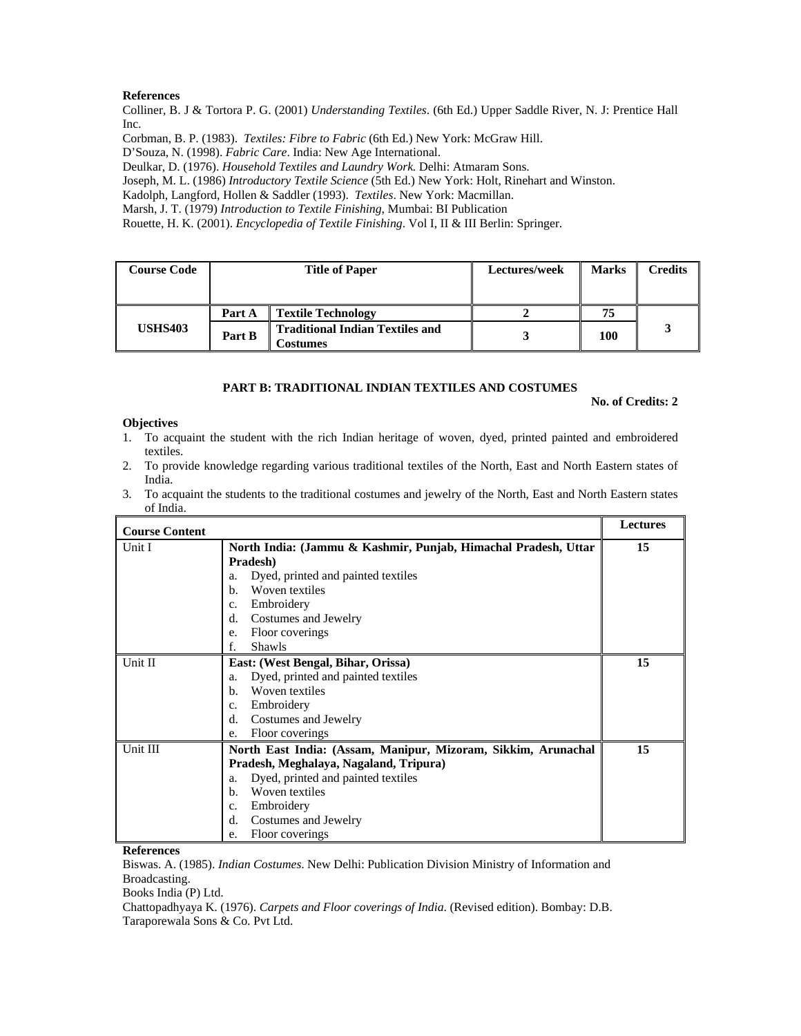**References**

Colliner, B. J & Tortora P. G. (2001) *Understanding Textiles*. (6th Ed.) Upper Saddle River, N. J: Prentice Hall Inc.

Corbman, B. P. (1983). *Textiles: Fibre to Fabric* (6th Ed.) New York: McGraw Hill.

D'Souza, N. (1998). *Fabric Care*. India: New Age International.

Deulkar, D. (1976). *Household Textiles and Laundry Work.* Delhi: Atmaram Sons.

Joseph, M. L. (1986) *Introductory Textile Science* (5th Ed.) New York: Holt, Rinehart and Winston.

Kadolph, Langford, Hollen & Saddler (1993). *Textiles*. New York: Macmillan.

Marsh, J. T. (1979) *Introduction to Textile Finishing,* Mumbai: BI Publication

Rouette, H. K. (2001). *Encyclopedia of Textile Finishing*. Vol I, II & III Berlin: Springer.

| Course Code | Title of Paper | | Lectures/week | Marks | Credits |
|---|---|---|---|---|---|
| USHS403 | Part A | Textile Technology | 2 | 75 | 3 |
| | Part B | Traditional Indian Textiles and Costumes | 3 | 100 | |

## PART B: TRADITIONAL INDIAN TEXTILES AND COSTUMES

**No. of Credits: 2**

**Objectives**

1. To acquaint the student with the rich Indian heritage of woven, dyed, printed painted and embroidered textiles.
2. To provide knowledge regarding various traditional textiles of the North, East and North Eastern states of India.
3. To acquaint the students to the traditional costumes and jewelry of the North, East and North Eastern states of India.

| Course Content | | Lectures |
|---|---|---|
| Unit I | **North India: (Jammu & Kashmir, Punjab, Himachal Pradesh, Uttar Pradesh)**<br>a. Dyed, printed and painted textiles<br>b. Woven textiles<br>c. Embroidery<br>d. Costumes and Jewelry<br>e. Floor coverings<br>f. Shawls | 15 |
| Unit II | **East: (West Bengal, Bihar, Orissa)**<br>a. Dyed, printed and painted textiles<br>b. Woven textiles<br>c. Embroidery<br>d. Costumes and Jewelry<br>e. Floor coverings | 15 |
| Unit III | **North East India: (Assam, Manipur, Mizoram, Sikkim, Arunachal Pradesh, Meghalaya, Nagaland, Tripura)**<br>a. Dyed, printed and painted textiles<br>b. Woven textiles<br>c. Embroidery<br>d. Costumes and Jewelry<br>e. Floor coverings | 15 |

**References**

Biswas. A. (1985). *Indian Costumes*. New Delhi: Publication Division Ministry of Information and Broadcasting.

Books India (P) Ltd.

Chattopadhyaya K. (1976). *Carpets and Floor coverings of India*. (Revised edition). Bombay: D.B. Taraporewala Sons & Co. Pvt Ltd.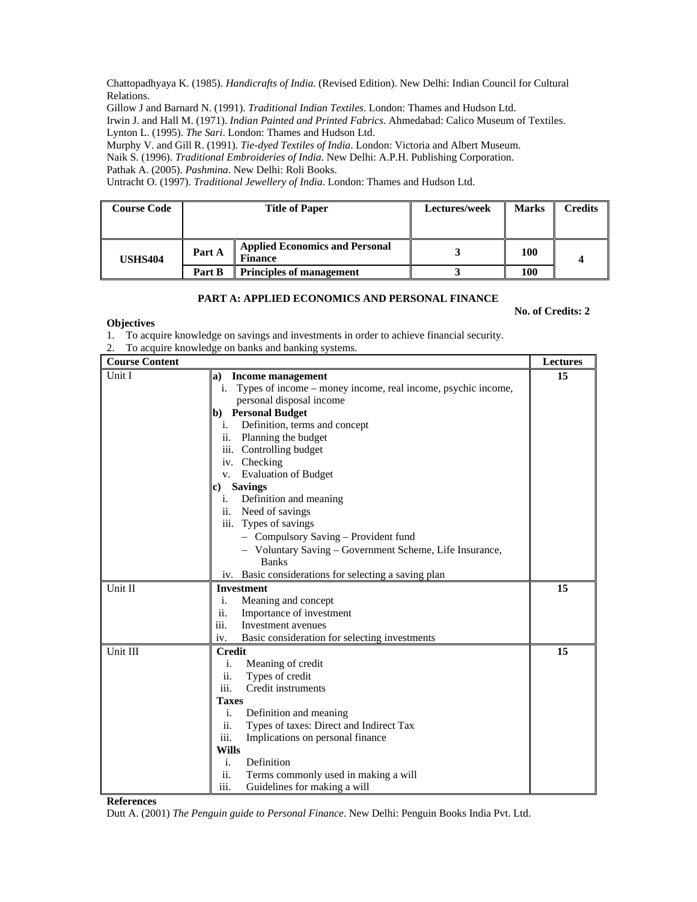Chattopadhyaya K. (1985). *Handicrafts of India*. (Revised Edition). New Delhi: Indian Council for Cultural Relations.
Gillow J and Barnard N. (1991). *Traditional Indian Textiles*. London: Thames and Hudson Ltd.
Irwin J. and Hall M. (1971). *Indian Painted and Printed Fabrics*. Ahmedabad: Calico Museum of Textiles.
Lynton L. (1995). *The Sari*. London: Thames and Hudson Ltd.
Murphy V. and Gill R. (1991). *Tie-dyed Textiles of India*. London: Victoria and Albert Museum.
Naik S. (1996). *Traditional Embroideries of India*. New Delhi: A.P.H. Publishing Corporation.
Pathak A. (2005). *Pashmina*. New Delhi: Roli Books.
Untracht O. (1997). *Traditional Jewellery of India*. London: Thames and Hudson Ltd.

| Course Code | Title of Paper | | Lectures/week | Marks | Credits |
|---|---|---|---|---|---|
| **USHS404** | **Part A** | **Applied Economics and Personal Finance** | **3** | **100** | **4** |
| | **Part B** | **Principles of management** | **3** | **100** | |

**PART A: APPLIED ECONOMICS AND PERSONAL FINANCE**

**No. of Credits: 2**

**Objectives**

1. To acquire knowledge on savings and investments in order to achieve financial security.
2. To acquire knowledge on banks and banking systems.

| Course Content | | Lectures |
|---|---|---|
| Unit I | **a) Income management**<br>i. Types of income – money income, real income, psychic income, personal disposal income<br>**b) Personal Budget**<br>i. Definition, terms and concept<br>ii. Planning the budget<br>iii. Controlling budget<br>iv. Checking<br>v. Evaluation of Budget<br>**c) Savings**<br>i. Definition and meaning<br>ii. Need of savings<br>iii. Types of savings<br>– Compulsory Saving – Provident fund<br>– Voluntary Saving – Government Scheme, Life Insurance, Banks<br>iv. Basic considerations for selecting a saving plan | **15** |
| Unit II | **Investment**<br>i. Meaning and concept<br>ii. Importance of investment<br>iii. Investment avenues<br>iv. Basic consideration for selecting investments | **15** |
| Unit III | **Credit**<br>i. Meaning of credit<br>ii. Types of credit<br>iii. Credit instruments<br>**Taxes**<br>i. Definition and meaning<br>ii. Types of taxes: Direct and Indirect Tax<br>iii. Implications on personal finance<br>**Wills**<br>i. Definition<br>ii. Terms commonly used in making a will<br>iii. Guidelines for making a will | **15** |

**References**

Dutt A. (2001) *The Penguin guide to Personal Finance*. New Delhi: Penguin Books India Pvt. Ltd.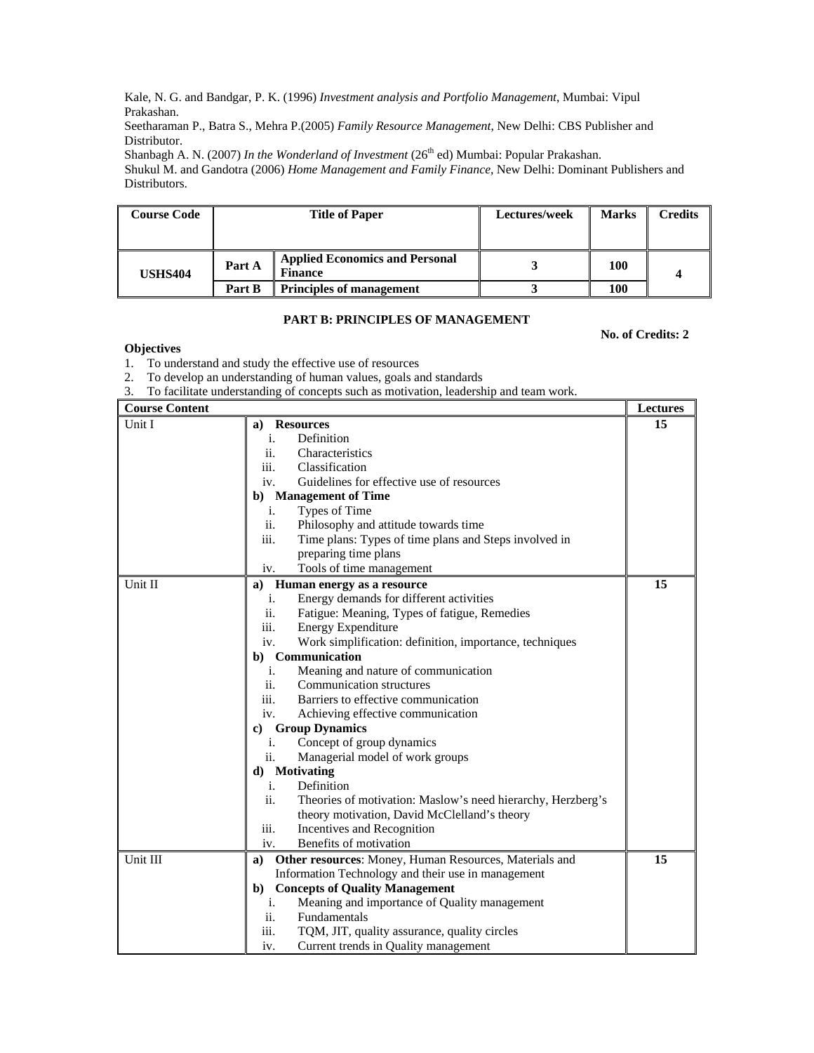Kale, N. G. and Bandgar, P. K. (1996) *Investment analysis and Portfolio Management*, Mumbai: Vipul Prakashan.

Seetharaman P., Batra S., Mehra P.(2005) *Family Resource Management*, New Delhi: CBS Publisher and Distributor.

Shanbagh A. N. (2007) *In the Wonderland of Investment* (26th ed) Mumbai: Popular Prakashan.

Shukul M. and Gandotra (2006) *Home Management and Family Finance*, New Delhi: Dominant Publishers and Distributors.

| Course Code | Title of Paper | | Lectures/week | Marks | Credits |
|---|---|---|---|---|---|
| USHS404 | Part A | Applied Economics and Personal Finance | 3 | 100 | 4 |
| | Part B | Principles of management | 3 | 100 | |

## PART B: PRINCIPLES OF MANAGEMENT

**No. of Credits: 2**

**Objectives**

1. To understand and study the effective use of resources
2. To develop an understanding of human values, goals and standards
3. To facilitate understanding of concepts such as motivation, leadership and team work.

| Course Content | | Lectures |
|---|---|---|
| Unit I | **a) Resources**<br>i. Definition<br>ii. Characteristics<br>iii. Classification<br>iv. Guidelines for effective use of resources<br>**b) Management of Time**<br>i. Types of Time<br>ii. Philosophy and attitude towards time<br>iii. Time plans: Types of time plans and Steps involved in preparing time plans<br>iv. Tools of time management | 15 |
| Unit II | **a) Human energy as a resource**<br>i. Energy demands for different activities<br>ii. Fatigue: Meaning, Types of fatigue, Remedies<br>iii. Energy Expenditure<br>iv. Work simplification: definition, importance, techniques<br>**b) Communication**<br>i. Meaning and nature of communication<br>ii. Communication structures<br>iii. Barriers to effective communication<br>iv. Achieving effective communication<br>**c) Group Dynamics**<br>i. Concept of group dynamics<br>ii. Managerial model of work groups<br>**d) Motivating**<br>i. Definition<br>ii. Theories of motivation: Maslow's need hierarchy, Herzberg's theory motivation, David McClelland's theory<br>iii. Incentives and Recognition<br>iv. Benefits of motivation | 15 |
| Unit III | **a) Other resources**: Money, Human Resources, Materials and Information Technology and their use in management<br>**b) Concepts of Quality Management**<br>i. Meaning and importance of Quality management<br>ii. Fundamentals<br>iii. TQM, JIT, quality assurance, quality circles<br>iv. Current trends in Quality management | 15 |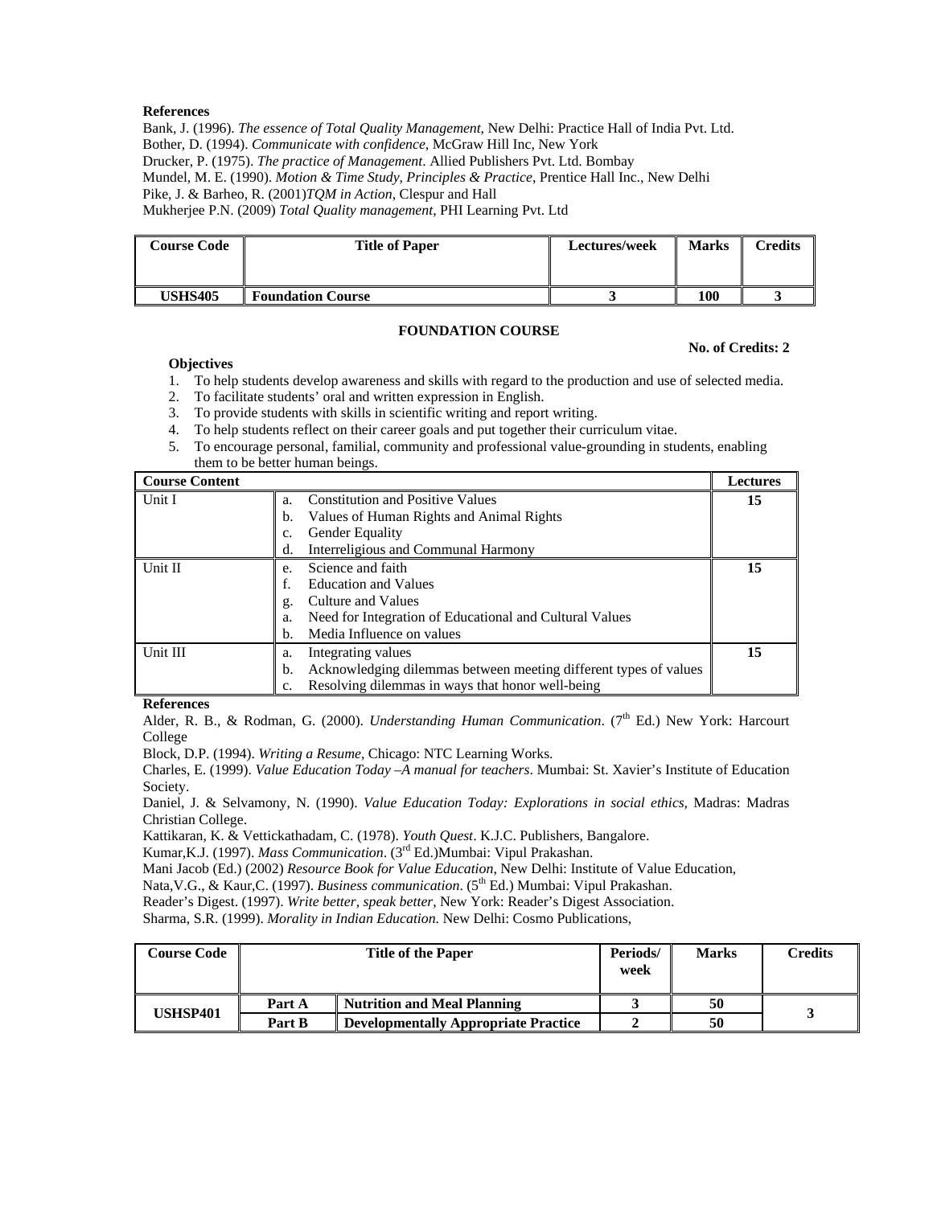**References**

Bank, J. (1996). *The essence of Total Quality Management*, New Delhi: Practice Hall of India Pvt. Ltd.
Bother, D. (1994). *Communicate with confidence*, McGraw Hill Inc, New York
Drucker, P. (1975). *The practice of Management*. Allied Publishers Pvt. Ltd. Bombay
Mundel, M. E. (1990). *Motion & Time Study, Principles & Practice*, Prentice Hall Inc., New Delhi
Pike, J. & Barheo, R. (2001)*TQM in Action*, Clespur and Hall
Mukherjee P.N. (2009) *Total Quality management*, PHI Learning Pvt. Ltd

| Course Code | Title of Paper | Lectures/week | Marks | Credits |
|---|---|---|---|---|
| **USHS405** | **Foundation Course** | **3** | **100** | **3** |

**FOUNDATION COURSE**

**No. of Credits: 2**

**Objectives**

1. To help students develop awareness and skills with regard to the production and use of selected media.
2. To facilitate students' oral and written expression in English.
3. To provide students with skills in scientific writing and report writing.
4. To help students reflect on their career goals and put together their curriculum vitae.
5. To encourage personal, familial, community and professional value-grounding in students, enabling them to be better human beings.

| Course Content | | Lectures |
|---|---|---|
| Unit I | a. Constitution and Positive Values<br>b. Values of Human Rights and Animal Rights<br>c. Gender Equality<br>d. Interreligious and Communal Harmony | 15 |
| Unit II | e. Science and faith<br>f. Education and Values<br>g. Culture and Values<br>a. Need for Integration of Educational and Cultural Values<br>b. Media Influence on values | 15 |
| Unit III | a. Integrating values<br>b. Acknowledging dilemmas between meeting different types of values<br>c. Resolving dilemmas in ways that honor well-being | 15 |

**References**

Alder, R. B., & Rodman, G. (2000). *Understanding Human Communication*. (7th Ed.) New York: Harcourt College

Block, D.P. (1994). *Writing a Resume*, Chicago: NTC Learning Works.

Charles, E. (1999). *Value Education Today –A manual for teachers*. Mumbai: St. Xavier's Institute of Education Society.

Daniel, J. & Selvamony, N. (1990). *Value Education Today: Explorations in social ethics,* Madras: Madras Christian College.

Kattikaran, K. & Vettickathadam, C. (1978). *Youth Quest*. K.J.C. Publishers, Bangalore.

Kumar,K.J. (1997). *Mass Communication*. (3rd Ed.)Mumbai: Vipul Prakashan.

Mani Jacob (Ed.) (2002) *Resource Book for Value Education*, New Delhi: Institute of Value Education,

Nata,V.G., & Kaur,C. (1997). *Business communication*. (5th Ed.) Mumbai: Vipul Prakashan.

Reader's Digest. (1997). *Write better, speak better*, New York: Reader's Digest Association.

Sharma, S.R. (1999). *Morality in Indian Education.* New Delhi: Cosmo Publications,

| Course Code | Title of the Paper | | Periods/ week | Marks | Credits |
|---|---|---|---|---|---|
| **USHSP401** | **Part A** | **Nutrition and Meal Planning** | **3** | **50** | **3** |
| | **Part B** | **Developmentally Appropriate Practice** | **2** | **50** | |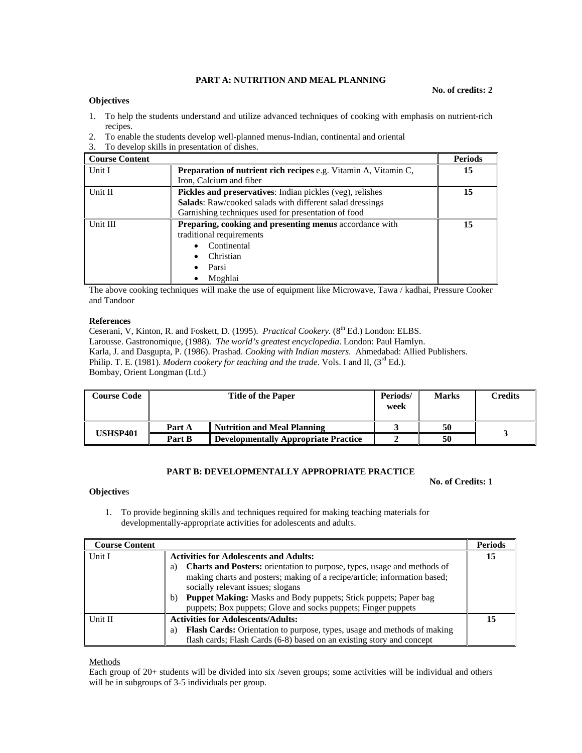## PART A: NUTRITION AND MEAL PLANNING

**No. of credits: 2**

**Objectives**

1. To help the students understand and utilize advanced techniques of cooking with emphasis on nutrient-rich recipes.
2. To enable the students develop well-planned menus-Indian, continental and oriental
3. To develop skills in presentation of dishes.

| Course Content | | Periods |
|---|---|---|
| Unit I | **Preparation of nutrient rich recipes** e.g. Vitamin A, Vitamin C, Iron, Calcium and fiber | 15 |
| Unit II | **Pickles and preservatives**: Indian pickles (veg), relishes<br>**Salads**: Raw/cooked salads with different salad dressings<br>Garnishing techniques used for presentation of food | 15 |
| Unit III | **Preparing, cooking and presenting menus** accordance with traditional requirements<br>• Continental<br>• Christian<br>• Parsi<br>• Moghlai | 15 |

The above cooking techniques will make the use of equipment like Microwave, Tawa / kadhai, Pressure Cooker and Tandoor

**References**

Ceserani, V, Kinton, R. and Foskett, D. (1995). *Practical Cookery*. (8th Ed.) London: ELBS.
Larousse. Gastronomique, (1988). *The world's greatest encyclopedia*. London: Paul Hamlyn.
Karla, J. and Dasgupta, P. (1986). Prashad. *Cooking with Indian masters*. Ahmedabad: Allied Publishers.
Philip. T. E. (1981). *Modern cookery for teaching and the trade*. Vols. I and II, (3rd Ed.).
Bombay, Orient Longman (Ltd.)

| Course Code | Title of the Paper | | Periods/ week | Marks | Credits |
|---|---|---|---|---|---|
| USHSP401 | Part A | **Nutrition and Meal Planning** | 3 | 50 | 3 |
| | Part B | **Developmentally Appropriate Practice** | 2 | 50 | |

## PART B: DEVELOPMENTALLY APPROPRIATE PRACTICE

**No. of Credits: 1**

**Objectives**

1. To provide beginning skills and techniques required for making teaching materials for developmentally-appropriate activities for adolescents and adults.

| Course Content | | Periods |
|---|---|---|
| Unit I | **Activities for Adolescents and Adults:**<br>a) **Charts and Posters:** orientation to purpose, types, usage and methods of making charts and posters; making of a recipe/article; information based; socially relevant issues; slogans<br>b) **Puppet Making:** Masks and Body puppets; Stick puppets; Paper bag puppets; Box puppets; Glove and socks puppets; Finger puppets | 15 |
| Unit II | **Activities for Adolescents/Adults:**<br>a) **Flash Cards:** Orientation to purpose, types, usage and methods of making flash cards; Flash Cards (6-8) based on an existing story and concept | 15 |

Methods

Each group of 20+ students will be divided into six /seven groups; some activities will be individual and others will be in subgroups of 3-5 individuals per group.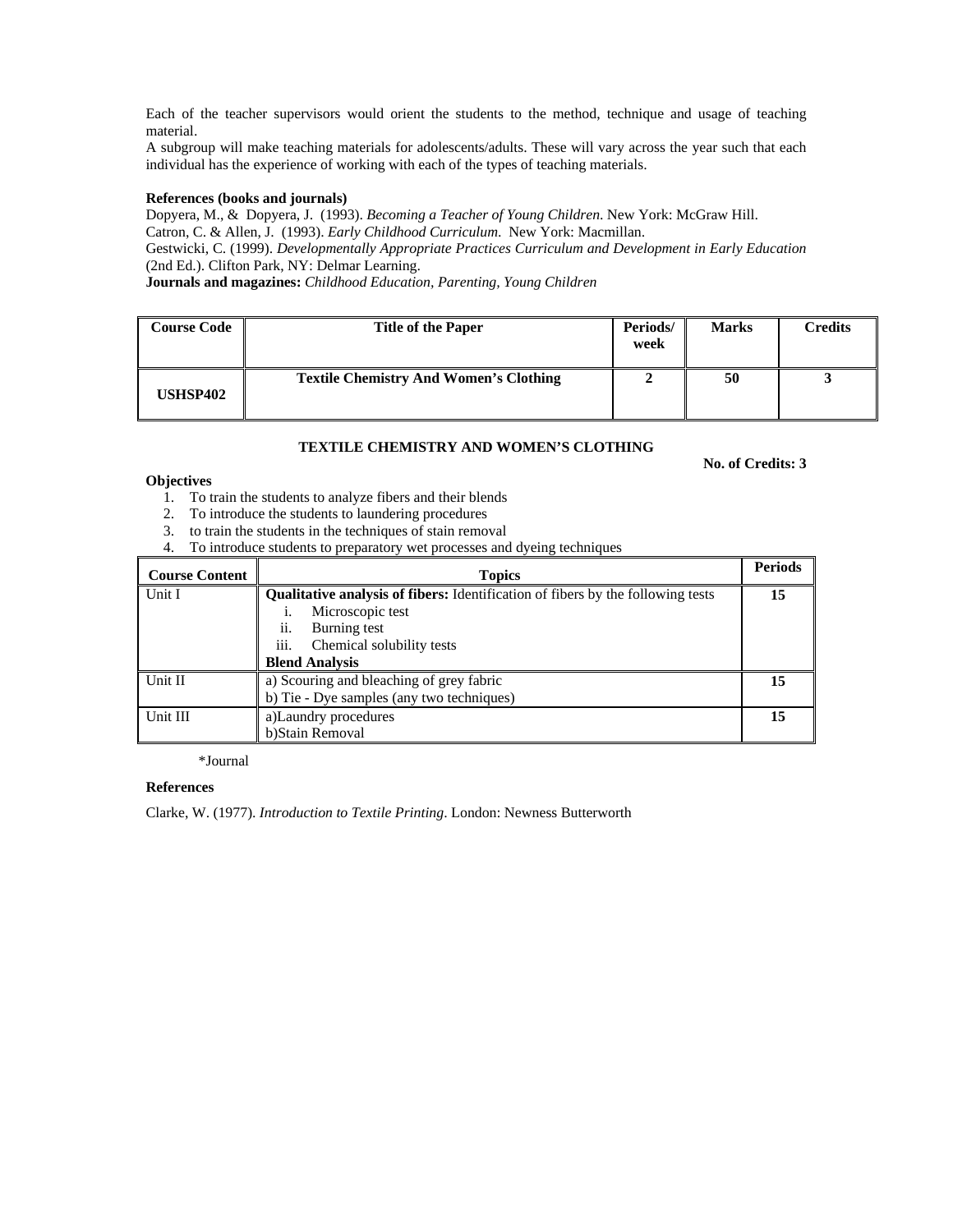Each of the teacher supervisors would orient the students to the method, technique and usage of teaching material.
A subgroup will make teaching materials for adolescents/adults. These will vary across the year such that each individual has the experience of working with each of the types of teaching materials.

**References (books and journals)**
Dopyera, M., & Dopyera, J. (1993). *Becoming a Teacher of Young Children*. New York: McGraw Hill.
Catron, C. & Allen, J. (1993). *Early Childhood Curriculum*. New York: Macmillan.
Gestwicki, C. (1999). *Developmentally Appropriate Practices Curriculum and Development in Early Education* (2nd Ed.). Clifton Park, NY: Delmar Learning.
**Journals and magazines:** *Childhood Education, Parenting, Young Children*

| Course Code | Title of the Paper | Periods/ week | Marks | Credits |
|---|---|---|---|---|
| USHSP402 | Textile Chemistry And Women's Clothing | 2 | 50 | 3 |

### TEXTILE CHEMISTRY AND WOMEN'S CLOTHING

**No. of Credits: 3**

**Objectives**

1. To train the students to analyze fibers and their blends
2. To introduce the students to laundering procedures
3. to train the students in the techniques of stain removal
4. To introduce students to preparatory wet processes and dyeing techniques

| Course Content | Topics | Periods |
|---|---|---|
| Unit I | **Qualitative analysis of fibers:** Identification of fibers by the following tests<br>i. Microscopic test<br>ii. Burning test<br>iii. Chemical solubility tests<br>**Blend Analysis** | 15 |
| Unit II | a) Scouring and bleaching of grey fabric<br>b) Tie - Dye samples (any two techniques) | 15 |
| Unit III | a)Laundry procedures<br>b)Stain Removal | 15 |

*Journal

**References**

Clarke, W. (1977). *Introduction to Textile Printing*. London: Newness Butterworth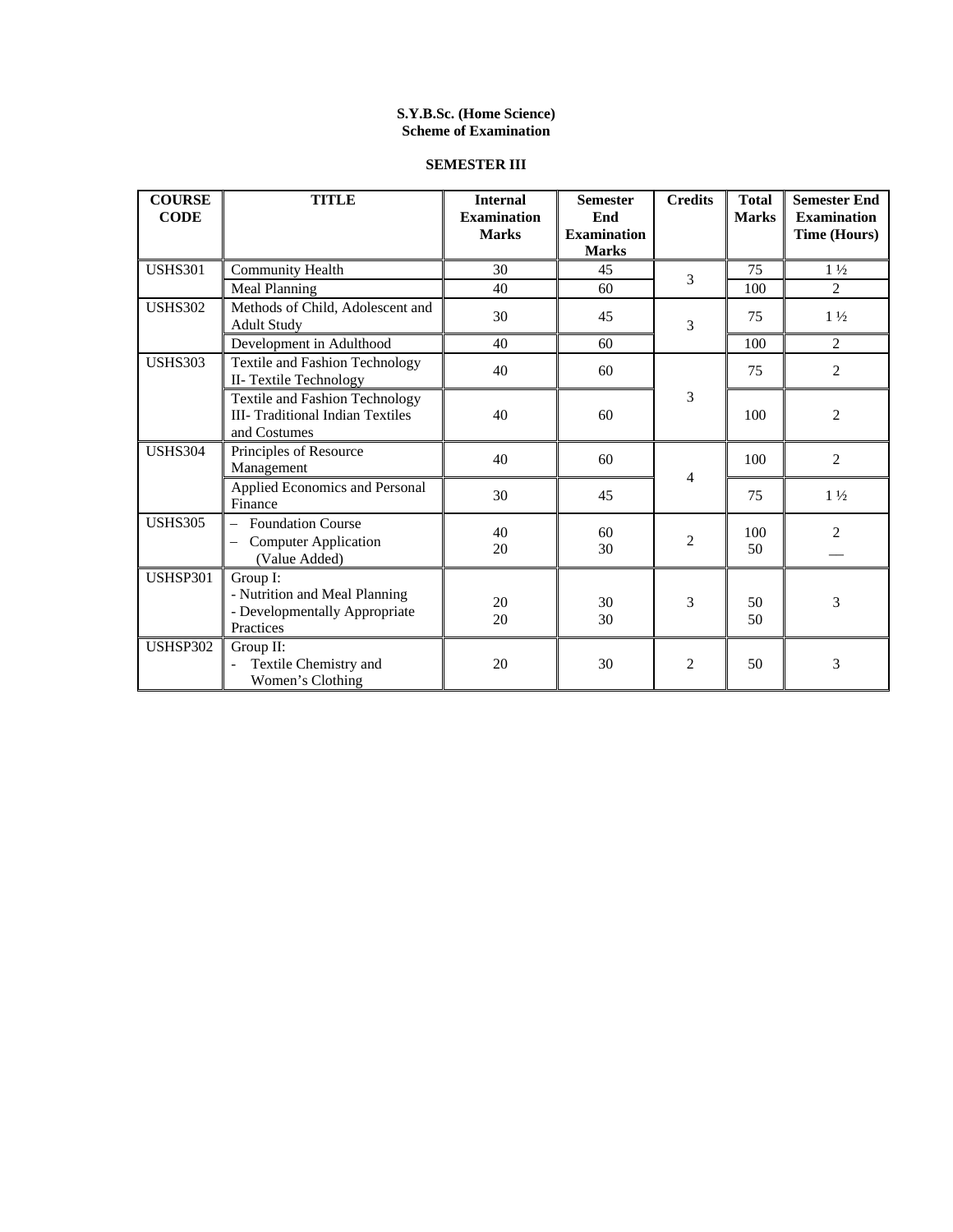**S.Y.B.Sc. (Home Science)**
**Scheme of Examination**

**SEMESTER III**

| COURSE CODE | TITLE | Internal Examination Marks | Semester End Examination Marks | Credits | Total Marks | Semester End Examination Time (Hours) |
|---|---|---|---|---|---|---|
| USHS301 | Community Health | 30 | 45 | 3 | 75 | 1 ½ |
| | Meal Planning | 40 | 60 | | 100 | 2 |
| USHS302 | Methods of Child, Adolescent and Adult Study | 30 | 45 | 3 | 75 | 1 ½ |
| | Development in Adulthood | 40 | 60 | | 100 | 2 |
| USHS303 | Textile and Fashion Technology II- Textile Technology | 40 | 60 | 3 | 75 | 2 |
| | Textile and Fashion Technology III- Traditional Indian Textiles and Costumes | 40 | 60 | | 100 | 2 |
| USHS304 | Principles of Resource Management | 40 | 60 | 4 | 100 | 2 |
| | Applied Economics and Personal Finance | 30 | 45 | | 75 | 1 ½ |
| USHS305 | – Foundation Course<br>– Computer Application (Value Added) | 40<br>20 | 60<br>30 | 2 | 100<br>50 | 2<br>— |
| USHSP301 | Group I:<br>- Nutrition and Meal Planning<br>- Developmentally Appropriate Practices | 20<br>20 | 30<br>30 | 3 | 50<br>50 | 3 |
| USHSP302 | Group II:<br>- Textile Chemistry and Women's Clothing | 20 | 30 | 2 | 50 | 3 |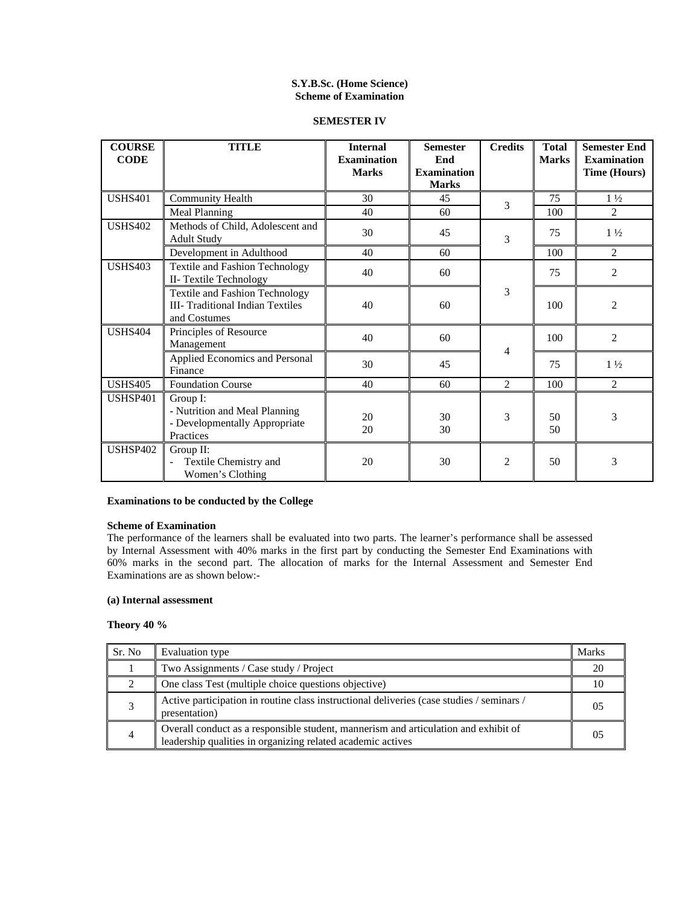**S.Y.B.Sc. (Home Science)**
**Scheme of Examination**

**SEMESTER IV**

| COURSE CODE | TITLE | Internal Examination Marks | Semester End Examination Marks | Credits | Total Marks | Semester End Examination Time (Hours) |
|---|---|---|---|---|---|---|
| USHS401 | Community Health | 30 | 45 | 3 | 75 | 1 ½ |
| | Meal Planning | 40 | 60 | | 100 | 2 |
| USHS402 | Methods of Child, Adolescent and Adult Study | 30 | 45 | 3 | 75 | 1 ½ |
| | Development in Adulthood | 40 | 60 | | 100 | 2 |
| USHS403 | Textile and Fashion Technology II- Textile Technology | 40 | 60 | 3 | 75 | 2 |
| | Textile and Fashion Technology III- Traditional Indian Textiles and Costumes | 40 | 60 | | 100 | 2 |
| USHS404 | Principles of Resource Management | 40 | 60 | 4 | 100 | 2 |
| | Applied Economics and Personal Finance | 30 | 45 | | 75 | 1 ½ |
| USHS405 | Foundation Course | 40 | 60 | 2 | 100 | 2 |
| USHSP401 | Group I:<br>- Nutrition and Meal Planning<br>- Developmentally Appropriate Practices | 20<br>20 | 30<br>30 | 3 | 50<br>50 | 3 |
| USHSP402 | Group II:<br>- Textile Chemistry and Women's Clothing | 20 | 30 | 2 | 50 | 3 |

**Examinations to be conducted by the College**

**Scheme of Examination**

The performance of the learners shall be evaluated into two parts. The learner's performance shall be assessed by Internal Assessment with 40% marks in the first part by conducting the Semester End Examinations with 60% marks in the second part. The allocation of marks for the Internal Assessment and Semester End Examinations are as shown below:-

**(a) Internal assessment**

**Theory 40 %**

| Sr. No | Evaluation type | Marks |
|---|---|---|
| 1 | Two Assignments / Case study / Project | 20 |
| 2 | One class Test (multiple choice questions objective) | 10 |
| 3 | Active participation in routine class instructional deliveries (case studies / seminars / presentation) | 05 |
| 4 | Overall conduct as a responsible student, mannerism and articulation and exhibit of leadership qualities in organizing related academic actives | 05 |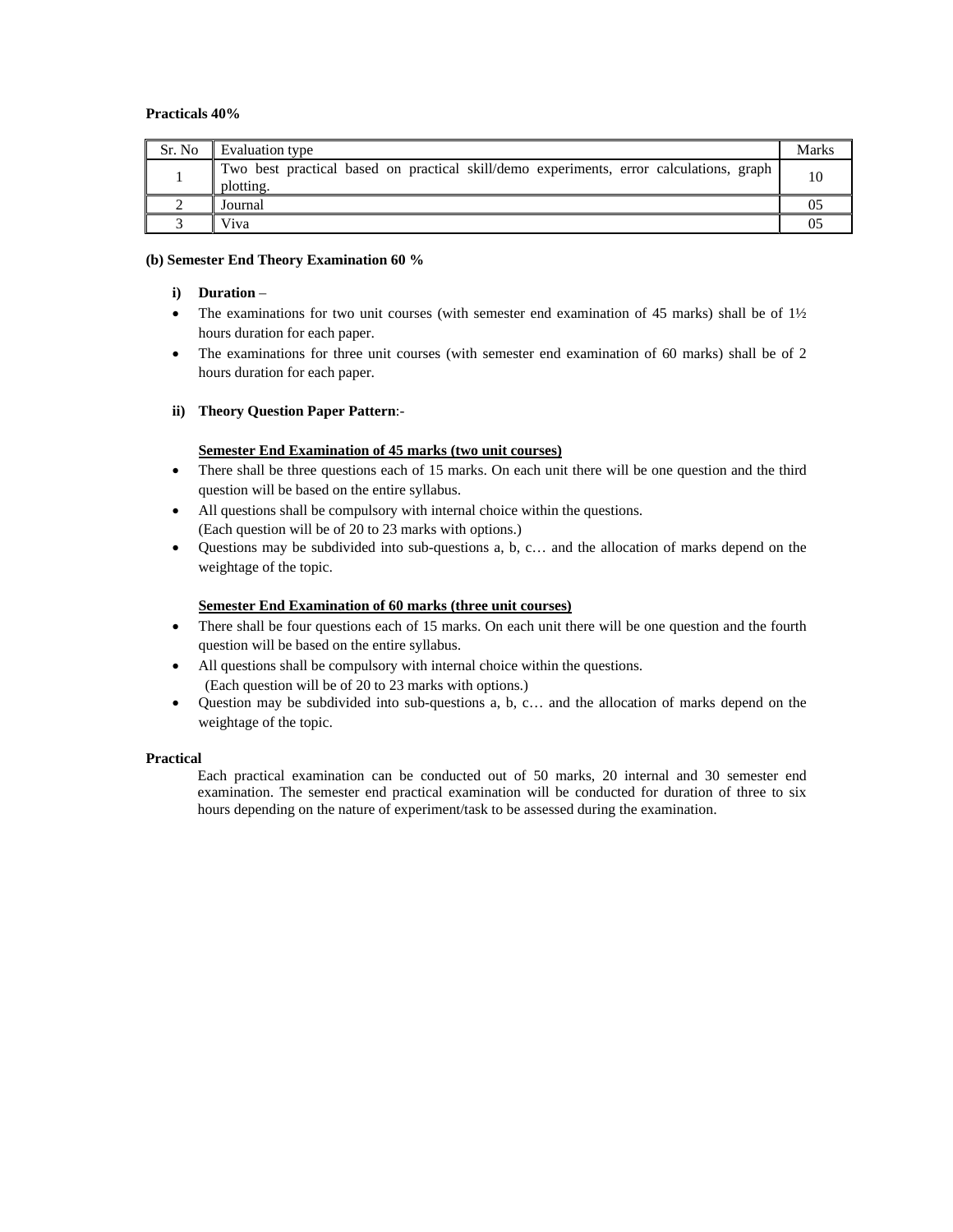**Practicals 40%**

| Sr. No | Evaluation type | Marks |
|---|---|---|
| 1 | Two best practical based on practical skill/demo experiments, error calculations, graph plotting. | 10 |
| 2 | Journal | 05 |
| 3 | Viva | 05 |

**(b) Semester End Theory Examination 60 %**

**i) Duration** –

- The examinations for two unit courses (with semester end examination of 45 marks) shall be of 1½ hours duration for each paper.
- The examinations for three unit courses (with semester end examination of 60 marks) shall be of 2 hours duration for each paper.

**ii) Theory Question Paper Pattern**:-

**Semester End Examination of 45 marks (two unit courses)**

- There shall be three questions each of 15 marks. On each unit there will be one question and the third question will be based on the entire syllabus.
- All questions shall be compulsory with internal choice within the questions.
  (Each question will be of 20 to 23 marks with options.)
- Questions may be subdivided into sub-questions a, b, c… and the allocation of marks depend on the weightage of the topic.

**Semester End Examination of 60 marks (three unit courses)**

- There shall be four questions each of 15 marks. On each unit there will be one question and the fourth question will be based on the entire syllabus.
- All questions shall be compulsory with internal choice within the questions.
  (Each question will be of 20 to 23 marks with options.)
- Question may be subdivided into sub-questions a, b, c… and the allocation of marks depend on the weightage of the topic.

**Practical**

Each practical examination can be conducted out of 50 marks, 20 internal and 30 semester end examination. The semester end practical examination will be conducted for duration of three to six hours depending on the nature of experiment/task to be assessed during the examination.